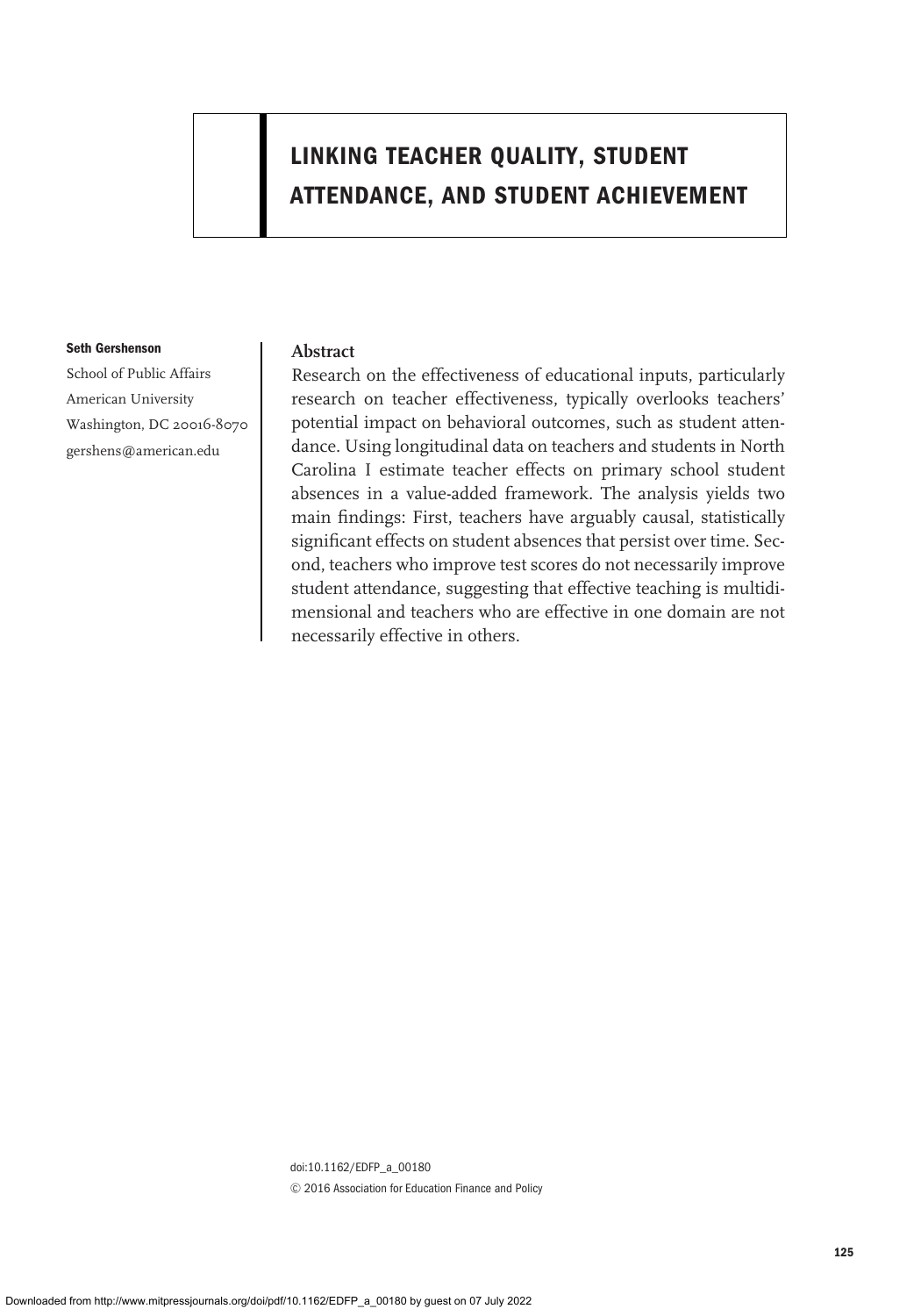# LINKING TEACHER QUALITY, STUDENT ATTENDANCE, AND STUDENT ACHIEVEMENT

**Seth Gershenson**

School of Public Affairs
American University
Washington, DC 20016-8070
gershens@american.edu

## Abstract

Research on the effectiveness of educational inputs, particularly research on teacher effectiveness, typically overlooks teachers' potential impact on behavioral outcomes, such as student attendance. Using longitudinal data on teachers and students in North Carolina I estimate teacher effects on primary school student absences in a value-added framework. The analysis yields two main findings: First, teachers have arguably causal, statistically significant effects on student absences that persist over time. Second, teachers who improve test scores do not necessarily improve student attendance, suggesting that effective teaching is multidimensional and teachers who are effective in one domain are not necessarily effective in others.

doi:10.1162/EDFP_a_00180
© 2016 Association for Education Finance and Policy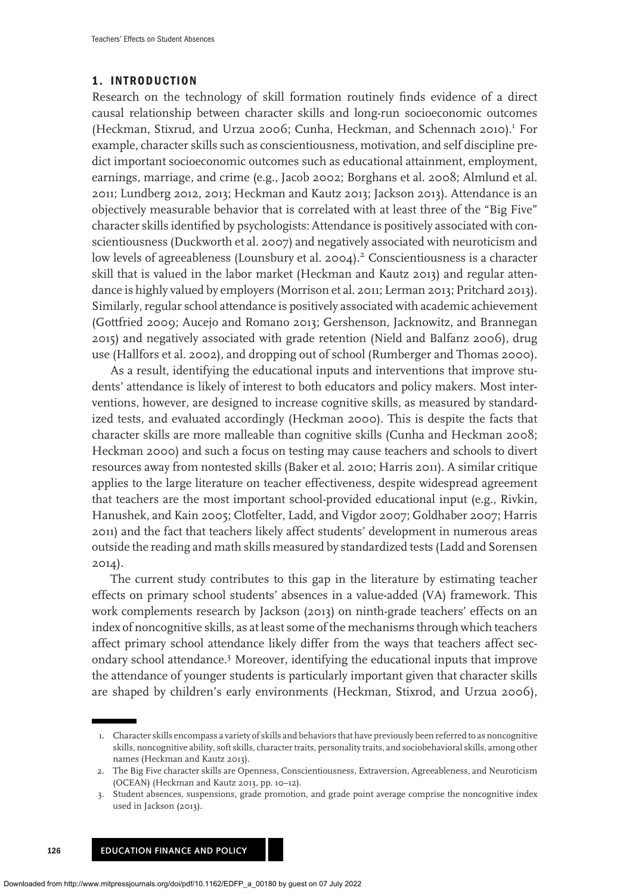## 1. INTRODUCTION

Research on the technology of skill formation routinely finds evidence of a direct causal relationship between character skills and long-run socioeconomic outcomes (Heckman, Stixrud, and Urzua 2006; Cunha, Heckman, and Schennach 2010).[1] For example, character skills such as conscientiousness, motivation, and self discipline predict important socioeconomic outcomes such as educational attainment, employment, earnings, marriage, and crime (e.g., Jacob 2002; Borghans et al. 2008; Almlund et al. 2011; Lundberg 2012, 2013; Heckman and Kautz 2013; Jackson 2013). Attendance is an objectively measurable behavior that is correlated with at least three of the "Big Five" character skills identified by psychologists: Attendance is positively associated with conscientiousness (Duckworth et al. 2007) and negatively associated with neuroticism and low levels of agreeableness (Lounsbury et al. 2004).[2] Conscientiousness is a character skill that is valued in the labor market (Heckman and Kautz 2013) and regular attendance is highly valued by employers (Morrison et al. 2011; Lerman 2013; Pritchard 2013). Similarly, regular school attendance is positively associated with academic achievement (Gottfried 2009; Aucejo and Romano 2013; Gershenson, Jacknowitz, and Brannegan 2015) and negatively associated with grade retention (Nield and Balfanz 2006), drug use (Hallfors et al. 2002), and dropping out of school (Rumberger and Thomas 2000).

As a result, identifying the educational inputs and interventions that improve students' attendance is likely of interest to both educators and policy makers. Most interventions, however, are designed to increase cognitive skills, as measured by standardized tests, and evaluated accordingly (Heckman 2000). This is despite the facts that character skills are more malleable than cognitive skills (Cunha and Heckman 2008; Heckman 2000) and such a focus on testing may cause teachers and schools to divert resources away from nontested skills (Baker et al. 2010; Harris 2011). A similar critique applies to the large literature on teacher effectiveness, despite widespread agreement that teachers are the most important school-provided educational input (e.g., Rivkin, Hanushek, and Kain 2005; Clotfelter, Ladd, and Vigdor 2007; Goldhaber 2007; Harris 2011) and the fact that teachers likely affect students' development in numerous areas outside the reading and math skills measured by standardized tests (Ladd and Sorensen 2014).

The current study contributes to this gap in the literature by estimating teacher effects on primary school students' absences in a value-added (VA) framework. This work complements research by Jackson (2013) on ninth-grade teachers' effects on an index of noncognitive skills, as at least some of the mechanisms through which teachers affect primary school attendance likely differ from the ways that teachers affect secondary school attendance.[3] Moreover, identifying the educational inputs that improve the attendance of younger students is particularly important given that character skills are shaped by children's early environments (Heckman, Stixrod, and Urzua 2006),

1. Character skills encompass a variety of skills and behaviors that have previously been referred to as noncognitive skills, noncognitive ability, soft skills, character traits, personality traits, and sociobehavioral skills, among other names (Heckman and Kautz 2013).
2. The Big Five character skills are Openness, Conscientiousness, Extraversion, Agreeableness, and Neuroticism (OCEAN) (Heckman and Kautz 2013, pp. 10–12).
3. Student absences, suspensions, grade promotion, and grade point average comprise the noncognitive index used in Jackson (2013).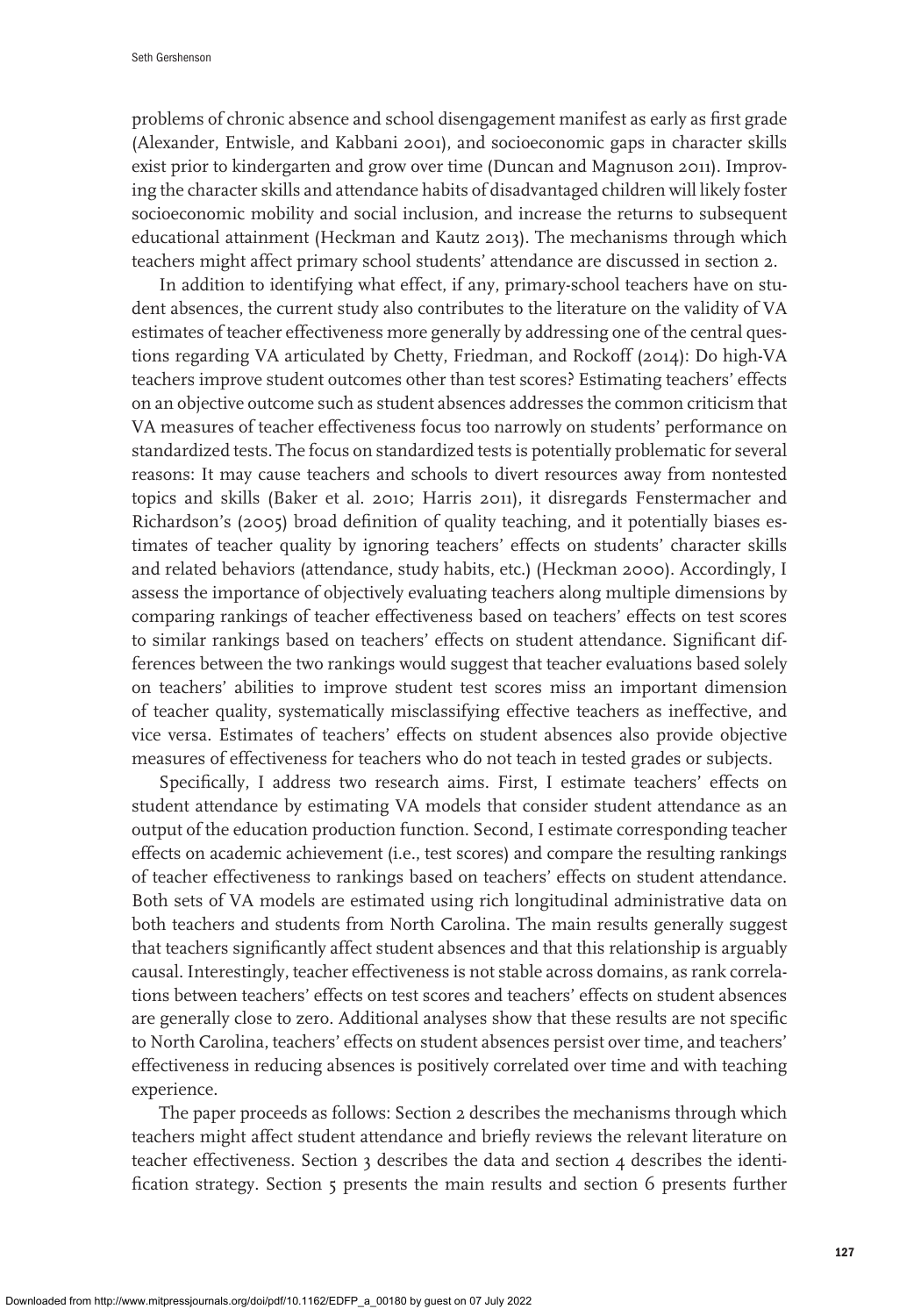problems of chronic absence and school disengagement manifest as early as first grade (Alexander, Entwisle, and Kabbani 2001), and socioeconomic gaps in character skills exist prior to kindergarten and grow over time (Duncan and Magnuson 2011). Improving the character skills and attendance habits of disadvantaged children will likely foster socioeconomic mobility and social inclusion, and increase the returns to subsequent educational attainment (Heckman and Kautz 2013). The mechanisms through which teachers might affect primary school students' attendance are discussed in section 2.

In addition to identifying what effect, if any, primary-school teachers have on student absences, the current study also contributes to the literature on the validity of VA estimates of teacher effectiveness more generally by addressing one of the central questions regarding VA articulated by Chetty, Friedman, and Rockoff (2014): Do high-VA teachers improve student outcomes other than test scores? Estimating teachers' effects on an objective outcome such as student absences addresses the common criticism that VA measures of teacher effectiveness focus too narrowly on students' performance on standardized tests. The focus on standardized tests is potentially problematic for several reasons: It may cause teachers and schools to divert resources away from nontested topics and skills (Baker et al. 2010; Harris 2011), it disregards Fenstermacher and Richardson's (2005) broad definition of quality teaching, and it potentially biases estimates of teacher quality by ignoring teachers' effects on students' character skills and related behaviors (attendance, study habits, etc.) (Heckman 2000). Accordingly, I assess the importance of objectively evaluating teachers along multiple dimensions by comparing rankings of teacher effectiveness based on teachers' effects on test scores to similar rankings based on teachers' effects on student attendance. Significant differences between the two rankings would suggest that teacher evaluations based solely on teachers' abilities to improve student test scores miss an important dimension of teacher quality, systematically misclassifying effective teachers as ineffective, and vice versa. Estimates of teachers' effects on student absences also provide objective measures of effectiveness for teachers who do not teach in tested grades or subjects.

Specifically, I address two research aims. First, I estimate teachers' effects on student attendance by estimating VA models that consider student attendance as an output of the education production function. Second, I estimate corresponding teacher effects on academic achievement (i.e., test scores) and compare the resulting rankings of teacher effectiveness to rankings based on teachers' effects on student attendance. Both sets of VA models are estimated using rich longitudinal administrative data on both teachers and students from North Carolina. The main results generally suggest that teachers significantly affect student absences and that this relationship is arguably causal. Interestingly, teacher effectiveness is not stable across domains, as rank correlations between teachers' effects on test scores and teachers' effects on student absences are generally close to zero. Additional analyses show that these results are not specific to North Carolina, teachers' effects on student absences persist over time, and teachers' effectiveness in reducing absences is positively correlated over time and with teaching experience.

The paper proceeds as follows: Section 2 describes the mechanisms through which teachers might affect student attendance and briefly reviews the relevant literature on teacher effectiveness. Section 3 describes the data and section 4 describes the identification strategy. Section 5 presents the main results and section 6 presents further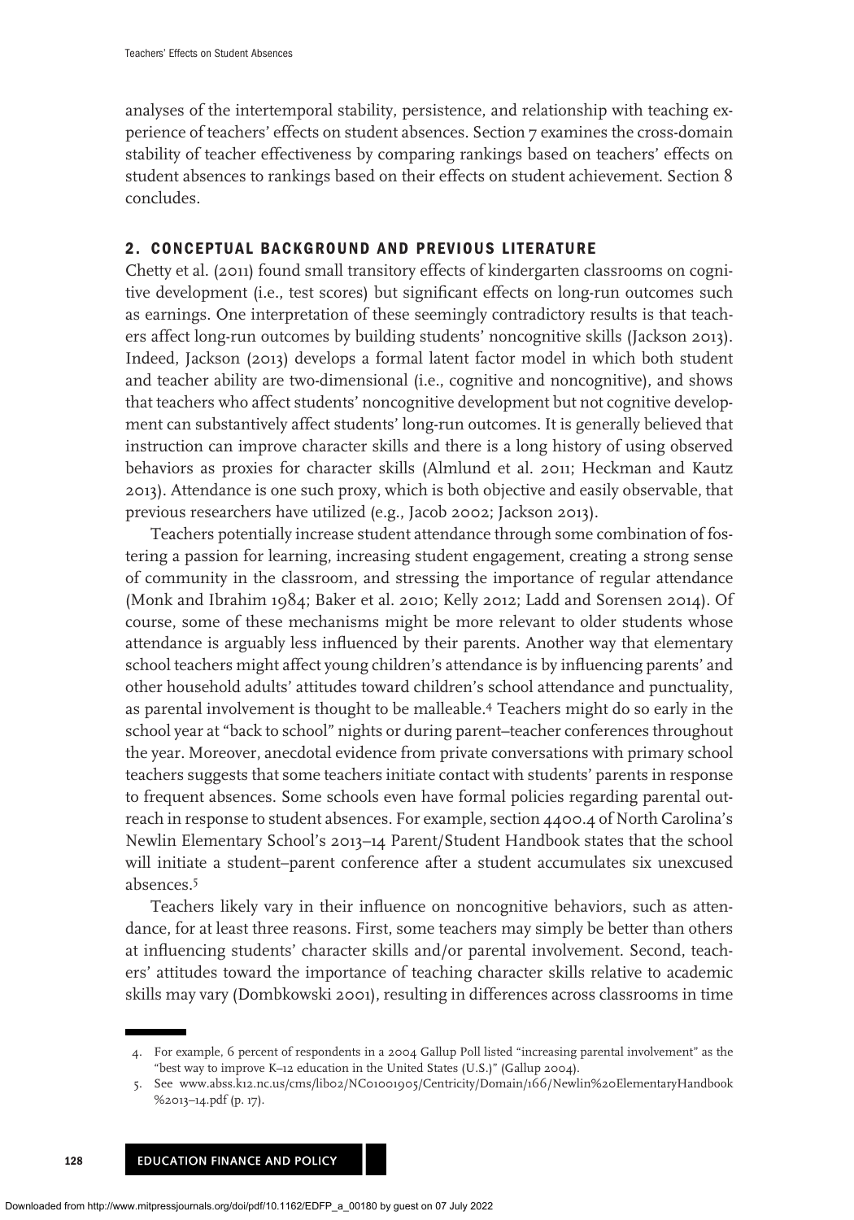analyses of the intertemporal stability, persistence, and relationship with teaching experience of teachers' effects on student absences. Section 7 examines the cross-domain stability of teacher effectiveness by comparing rankings based on teachers' effects on student absences to rankings based on their effects on student achievement. Section 8 concludes.

## 2. CONCEPTUAL BACKGROUND AND PREVIOUS LITERATURE

Chetty et al. (2011) found small transitory effects of kindergarten classrooms on cognitive development (i.e., test scores) but significant effects on long-run outcomes such as earnings. One interpretation of these seemingly contradictory results is that teachers affect long-run outcomes by building students' noncognitive skills (Jackson 2013). Indeed, Jackson (2013) develops a formal latent factor model in which both student and teacher ability are two-dimensional (i.e., cognitive and noncognitive), and shows that teachers who affect students' noncognitive development but not cognitive development can substantively affect students' long-run outcomes. It is generally believed that instruction can improve character skills and there is a long history of using observed behaviors as proxies for character skills (Almlund et al. 2011; Heckman and Kautz 2013). Attendance is one such proxy, which is both objective and easily observable, that previous researchers have utilized (e.g., Jacob 2002; Jackson 2013).

Teachers potentially increase student attendance through some combination of fostering a passion for learning, increasing student engagement, creating a strong sense of community in the classroom, and stressing the importance of regular attendance (Monk and Ibrahim 1984; Baker et al. 2010; Kelly 2012; Ladd and Sorensen 2014). Of course, some of these mechanisms might be more relevant to older students whose attendance is arguably less influenced by their parents. Another way that elementary school teachers might affect young children's attendance is by influencing parents' and other household adults' attitudes toward children's school attendance and punctuality, as parental involvement is thought to be malleable.[4] Teachers might do so early in the school year at "back to school" nights or during parent–teacher conferences throughout the year. Moreover, anecdotal evidence from private conversations with primary school teachers suggests that some teachers initiate contact with students' parents in response to frequent absences. Some schools even have formal policies regarding parental outreach in response to student absences. For example, section 4400.4 of North Carolina's Newlin Elementary School's 2013–14 Parent/Student Handbook states that the school will initiate a student–parent conference after a student accumulates six unexcused absences.[5]

Teachers likely vary in their influence on noncognitive behaviors, such as attendance, for at least three reasons. First, some teachers may simply be better than others at influencing students' character skills and/or parental involvement. Second, teachers' attitudes toward the importance of teaching character skills relative to academic skills may vary (Dombkowski 2001), resulting in differences across classrooms in time

4. For example, 6 percent of respondents in a 2004 Gallup Poll listed "increasing parental involvement" as the "best way to improve K–12 education in the United States (U.S.)" (Gallup 2004).

5. See www.abss.k12.nc.us/cms/lib02/NC01001905/Centricity/Domain/166/Newlin%20ElementaryHandbook%2013–14.pdf (p. 17).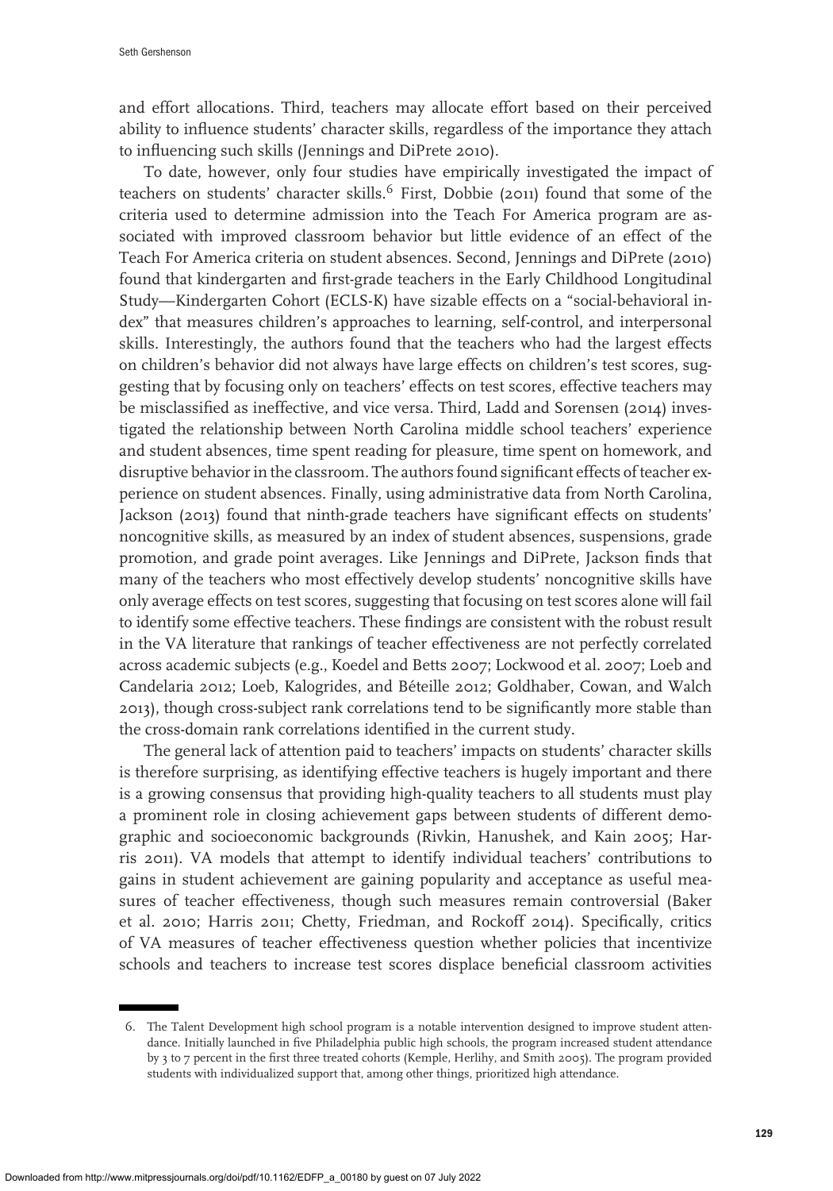and effort allocations. Third, teachers may allocate effort based on their perceived ability to influence students' character skills, regardless of the importance they attach to influencing such skills (Jennings and DiPrete 2010).

To date, however, only four studies have empirically investigated the impact of teachers on students' character skills.[6] First, Dobbie (2011) found that some of the criteria used to determine admission into the Teach For America program are associated with improved classroom behavior but little evidence of an effect of the Teach For America criteria on student absences. Second, Jennings and DiPrete (2010) found that kindergarten and first-grade teachers in the Early Childhood Longitudinal Study—Kindergarten Cohort (ECLS-K) have sizable effects on a "social-behavioral index" that measures children's approaches to learning, self-control, and interpersonal skills. Interestingly, the authors found that the teachers who had the largest effects on children's behavior did not always have large effects on children's test scores, suggesting that by focusing only on teachers' effects on test scores, effective teachers may be misclassified as ineffective, and vice versa. Third, Ladd and Sorensen (2014) investigated the relationship between North Carolina middle school teachers' experience and student absences, time spent reading for pleasure, time spent on homework, and disruptive behavior in the classroom. The authors found significant effects of teacher experience on student absences. Finally, using administrative data from North Carolina, Jackson (2013) found that ninth-grade teachers have significant effects on students' noncognitive skills, as measured by an index of student absences, suspensions, grade promotion, and grade point averages. Like Jennings and DiPrete, Jackson finds that many of the teachers who most effectively develop students' noncognitive skills have only average effects on test scores, suggesting that focusing on test scores alone will fail to identify some effective teachers. These findings are consistent with the robust result in the VA literature that rankings of teacher effectiveness are not perfectly correlated across academic subjects (e.g., Koedel and Betts 2007; Lockwood et al. 2007; Loeb and Candelaria 2012; Loeb, Kalogrides, and Béteille 2012; Goldhaber, Cowan, and Walch 2013), though cross-subject rank correlations tend to be significantly more stable than the cross-domain rank correlations identified in the current study.

The general lack of attention paid to teachers' impacts on students' character skills is therefore surprising, as identifying effective teachers is hugely important and there is a growing consensus that providing high-quality teachers to all students must play a prominent role in closing achievement gaps between students of different demographic and socioeconomic backgrounds (Rivkin, Hanushek, and Kain 2005; Harris 2011). VA models that attempt to identify individual teachers' contributions to gains in student achievement are gaining popularity and acceptance as useful measures of teacher effectiveness, though such measures remain controversial (Baker et al. 2010; Harris 2011; Chetty, Friedman, and Rockoff 2014). Specifically, critics of VA measures of teacher effectiveness question whether policies that incentivize schools and teachers to increase test scores displace beneficial classroom activities

6. The Talent Development high school program is a notable intervention designed to improve student attendance. Initially launched in five Philadelphia public high schools, the program increased student attendance by 3 to 7 percent in the first three treated cohorts (Kemple, Herlihy, and Smith 2005). The program provided students with individualized support that, among other things, prioritized high attendance.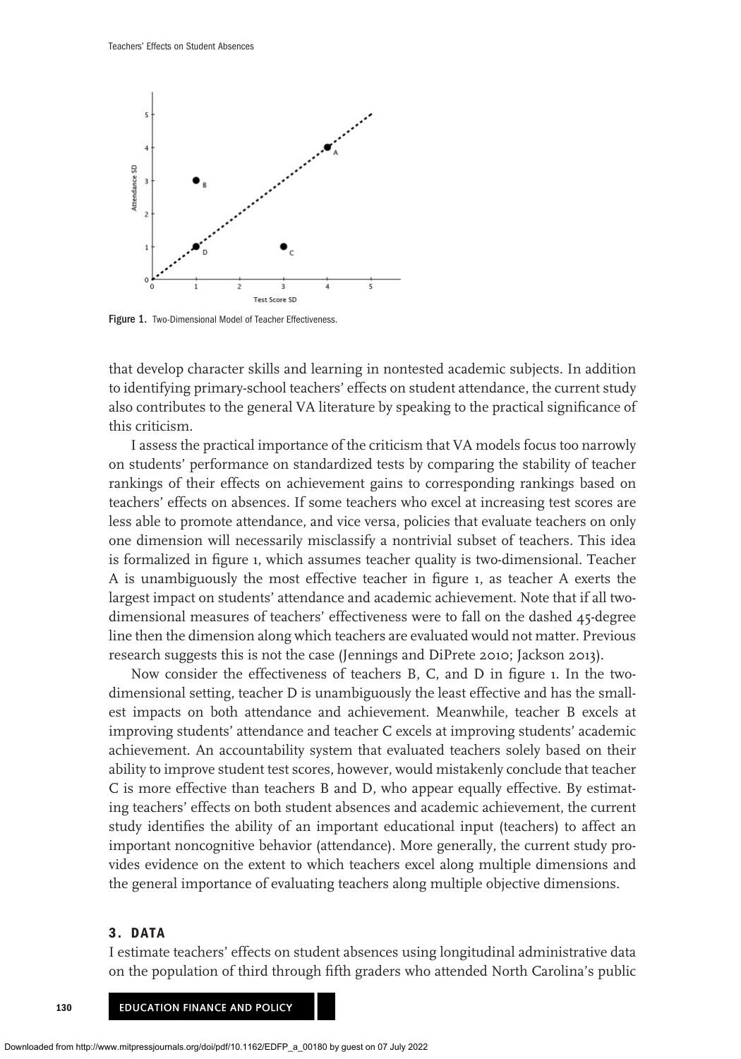Figure 1. Two-Dimensional Model of Teacher Effectiveness.

that develop character skills and learning in nontested academic subjects. In addition to identifying primary-school teachers' effects on student attendance, the current study also contributes to the general VA literature by speaking to the practical significance of this criticism.

I assess the practical importance of the criticism that VA models focus too narrowly on students' performance on standardized tests by comparing the stability of teacher rankings of their effects on achievement gains to corresponding rankings based on teachers' effects on absences. If some teachers who excel at increasing test scores are less able to promote attendance, and vice versa, policies that evaluate teachers on only one dimension will necessarily misclassify a nontrivial subset of teachers. This idea is formalized in figure 1, which assumes teacher quality is two-dimensional. Teacher A is unambiguously the most effective teacher in figure 1, as teacher A exerts the largest impact on students' attendance and academic achievement. Note that if all two-dimensional measures of teachers' effectiveness were to fall on the dashed 45-degree line then the dimension along which teachers are evaluated would not matter. Previous research suggests this is not the case (Jennings and DiPrete 2010; Jackson 2013).

Now consider the effectiveness of teachers B, C, and D in figure 1. In the two-dimensional setting, teacher D is unambiguously the least effective and has the smallest impacts on both attendance and achievement. Meanwhile, teacher B excels at improving students' attendance and teacher C excels at improving students' academic achievement. An accountability system that evaluated teachers solely based on their ability to improve student test scores, however, would mistakenly conclude that teacher C is more effective than teachers B and D, who appear equally effective. By estimating teachers' effects on both student absences and academic achievement, the current study identifies the ability of an important educational input (teachers) to affect an important noncognitive behavior (attendance). More generally, the current study provides evidence on the extent to which teachers excel along multiple dimensions and the general importance of evaluating teachers along multiple objective dimensions.

## 3. DATA

I estimate teachers' effects on student absences using longitudinal administrative data on the population of third through fifth graders who attended North Carolina's public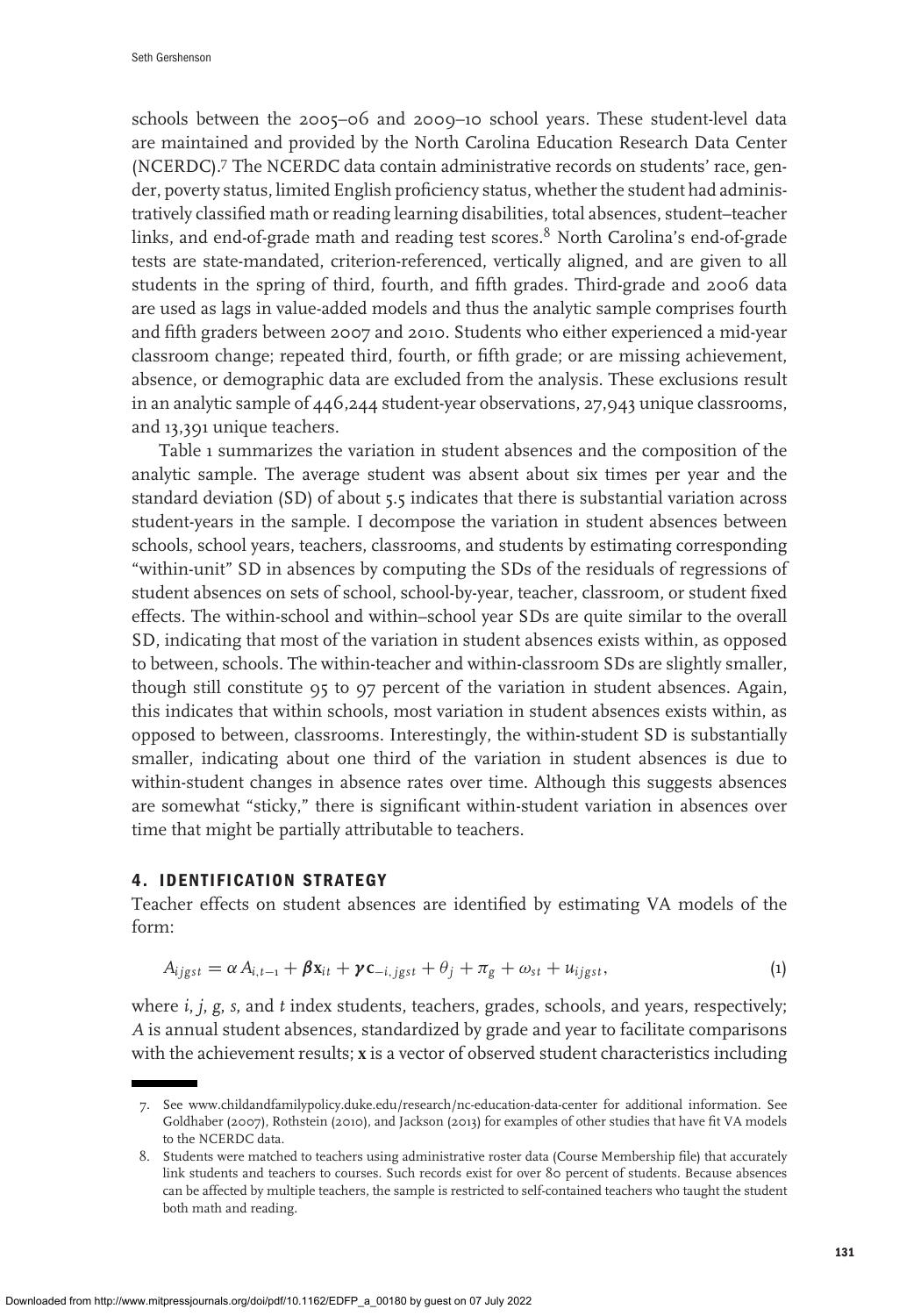schools between the 2005–06 and 2009–10 school years. These student-level data are maintained and provided by the North Carolina Education Research Data Center (NCERDC).[7] The NCERDC data contain administrative records on students' race, gender, poverty status, limited English proficiency status, whether the student had administratively classified math or reading learning disabilities, total absences, student–teacher links, and end-of-grade math and reading test scores.[8] North Carolina's end-of-grade tests are state-mandated, criterion-referenced, vertically aligned, and are given to all students in the spring of third, fourth, and fifth grades. Third-grade and 2006 data are used as lags in value-added models and thus the analytic sample comprises fourth and fifth graders between 2007 and 2010. Students who either experienced a mid-year classroom change; repeated third, fourth, or fifth grade; or are missing achievement, absence, or demographic data are excluded from the analysis. These exclusions result in an analytic sample of 446,244 student-year observations, 27,943 unique classrooms, and 13,391 unique teachers.

Table 1 summarizes the variation in student absences and the composition of the analytic sample. The average student was absent about six times per year and the standard deviation (SD) of about 5.5 indicates that there is substantial variation across student-years in the sample. I decompose the variation in student absences between schools, school years, teachers, classrooms, and students by estimating corresponding "within-unit" SD in absences by computing the SDs of the residuals of regressions of student absences on sets of school, school-by-year, teacher, classroom, or student fixed effects. The within-school and within–school year SDs are quite similar to the overall SD, indicating that most of the variation in student absences exists within, as opposed to between, schools. The within-teacher and within-classroom SDs are slightly smaller, though still constitute 95 to 97 percent of the variation in student absences. Again, this indicates that within schools, most variation in student absences exists within, as opposed to between, classrooms. Interestingly, the within-student SD is substantially smaller, indicating about one third of the variation in student absences is due to within-student changes in absence rates over time. Although this suggests absences are somewhat "sticky," there is significant within-student variation in absences over time that might be partially attributable to teachers.

## 4. IDENTIFICATION STRATEGY

Teacher effects on student absences are identified by estimating VA models of the form:

$$A_{ijgst} = \alpha A_{i,t-1} + \boldsymbol{\beta}\mathbf{x}_{it} + \boldsymbol{\gamma}\mathbf{c}_{-i,jgst} + \theta_j + \pi_g + \omega_{st} + u_{ijgst}, \tag{1}$$

where $i$, $j$, $g$, $s$, and $t$ index students, teachers, grades, schools, and years, respectively; $A$ is annual student absences, standardized by grade and year to facilitate comparisons with the achievement results; $\mathbf{x}$ is a vector of observed student characteristics including

7. See www.childandfamilypolicy.duke.edu/research/nc-education-data-center for additional information. See Goldhaber (2007), Rothstein (2010), and Jackson (2013) for examples of other studies that have fit VA models to the NCERDC data.

8. Students were matched to teachers using administrative roster data (Course Membership file) that accurately link students and teachers to courses. Such records exist for over 80 percent of students. Because absences can be affected by multiple teachers, the sample is restricted to self-contained teachers who taught the student both math and reading.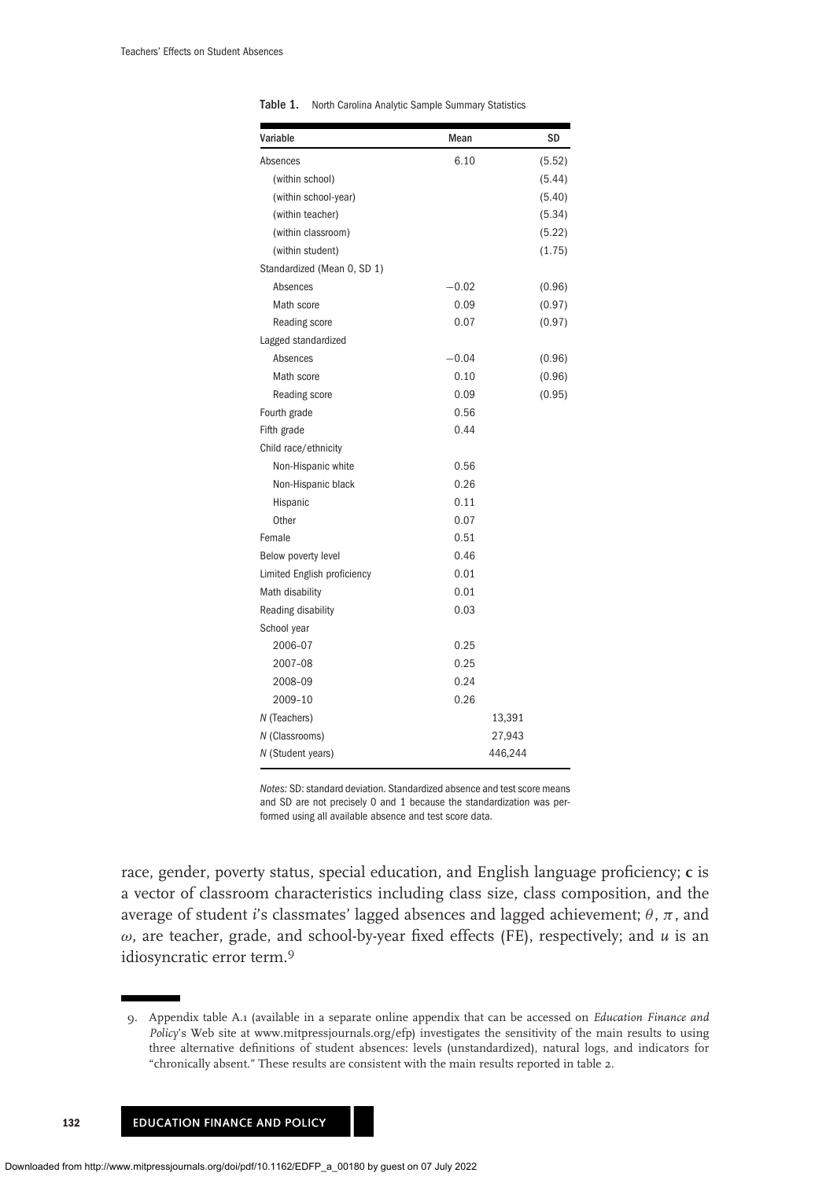**Table 1.** North Carolina Analytic Sample Summary Statistics

| Variable | Mean | SD |
|---|---|---|
| Absences | 6.10 | (5.52) |
| (within school) | | (5.44) |
| (within school-year) | | (5.40) |
| (within teacher) | | (5.34) |
| (within classroom) | | (5.22) |
| (within student) | | (1.75) |
| Standardized (Mean 0, SD 1) | | |
| Absences | −0.02 | (0.96) |
| Math score | 0.09 | (0.97) |
| Reading score | 0.07 | (0.97) |
| Lagged standardized | | |
| Absences | −0.04 | (0.96) |
| Math score | 0.10 | (0.96) |
| Reading score | 0.09 | (0.95) |
| Fourth grade | 0.56 | |
| Fifth grade | 0.44 | |
| Child race/ethnicity | | |
| Non-Hispanic white | 0.56 | |
| Non-Hispanic black | 0.26 | |
| Hispanic | 0.11 | |
| Other | 0.07 | |
| Female | 0.51 | |
| Below poverty level | 0.46 | |
| Limited English proficiency | 0.01 | |
| Math disability | 0.01 | |
| Reading disability | 0.03 | |
| School year | | |
| 2006–07 | 0.25 | |
| 2007–08 | 0.25 | |
| 2008–09 | 0.24 | |
| 2009–10 | 0.26 | |
| *N* (Teachers) | 13,391 | |
| *N* (Classrooms) | 27,943 | |
| *N* (Student years) | 446,244 | |

*Notes:* SD: standard deviation. Standardized absence and test score means and SD are not precisely 0 and 1 because the standardization was performed using all available absence and test score data.

race, gender, poverty status, special education, and English language proficiency; **c** is a vector of classroom characteristics including class size, class composition, and the average of student *i*'s classmates' lagged absences and lagged achievement; $\theta$, $\pi$, and $\omega$, are teacher, grade, and school-by-year fixed effects (FE), respectively; and $u$ is an idiosyncratic error term.[9]

9. Appendix table A.1 (available in a separate online appendix that can be accessed on *Education Finance and Policy*'s Web site at www.mitpressjournals.org/efp) investigates the sensitivity of the main results to using three alternative definitions of student absences: levels (unstandardized), natural logs, and indicators for "chronically absent." These results are consistent with the main results reported in table 2.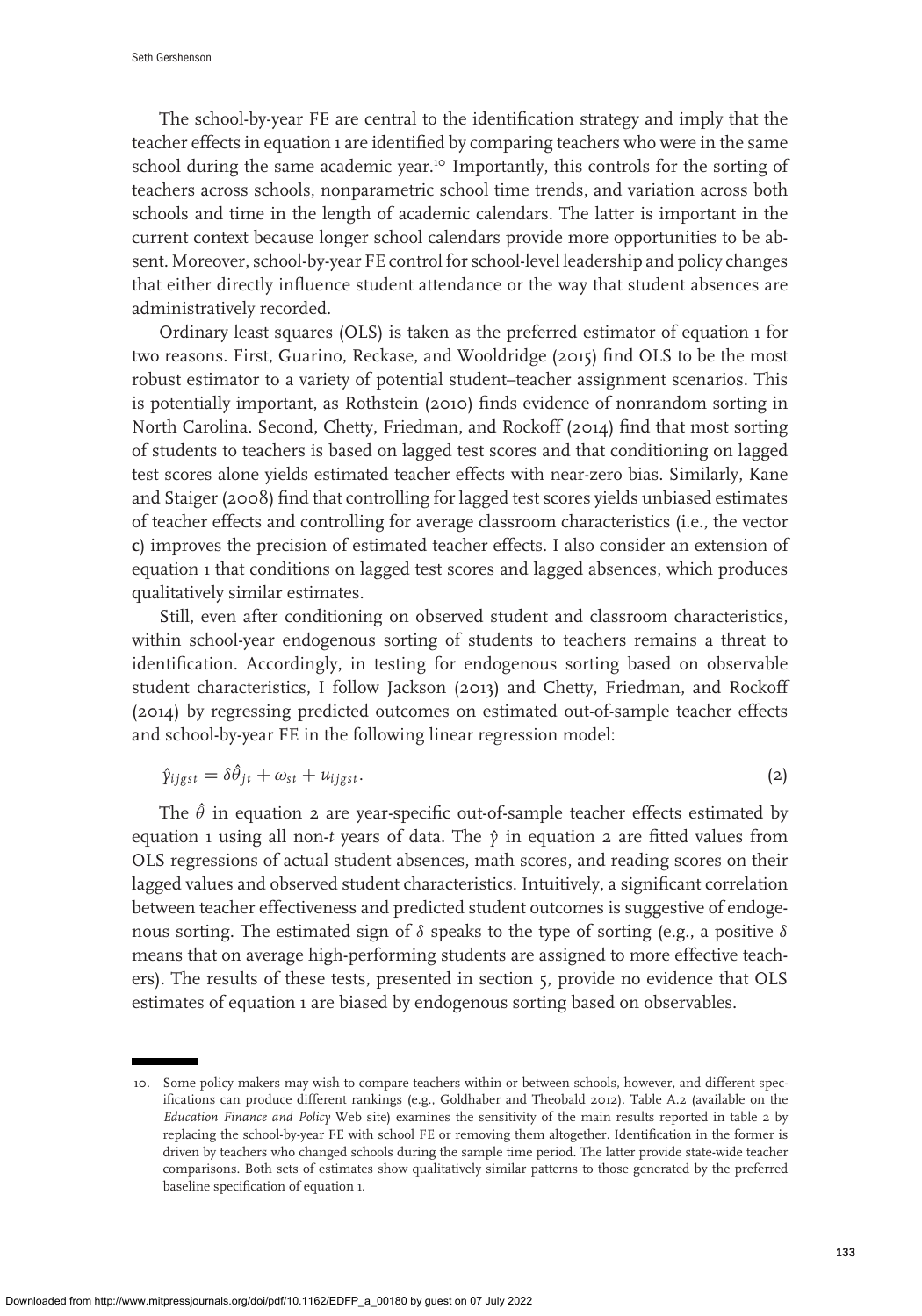The school-by-year FE are central to the identification strategy and imply that the teacher effects in equation 1 are identified by comparing teachers who were in the same school during the same academic year.[10] Importantly, this controls for the sorting of teachers across schools, nonparametric school time trends, and variation across both schools and time in the length of academic calendars. The latter is important in the current context because longer school calendars provide more opportunities to be absent. Moreover, school-by-year FE control for school-level leadership and policy changes that either directly influence student attendance or the way that student absences are administratively recorded.

Ordinary least squares (OLS) is taken as the preferred estimator of equation 1 for two reasons. First, Guarino, Reckase, and Wooldridge (2015) find OLS to be the most robust estimator to a variety of potential student–teacher assignment scenarios. This is potentially important, as Rothstein (2010) finds evidence of nonrandom sorting in North Carolina. Second, Chetty, Friedman, and Rockoff (2014) find that most sorting of students to teachers is based on lagged test scores and that conditioning on lagged test scores alone yields estimated teacher effects with near-zero bias. Similarly, Kane and Staiger (2008) find that controlling for lagged test scores yields unbiased estimates of teacher effects and controlling for average classroom characteristics (i.e., the vector **c**) improves the precision of estimated teacher effects. I also consider an extension of equation 1 that conditions on lagged test scores and lagged absences, which produces qualitatively similar estimates.

Still, even after conditioning on observed student and classroom characteristics, within school-year endogenous sorting of students to teachers remains a threat to identification. Accordingly, in testing for endogenous sorting based on observable student characteristics, I follow Jackson (2013) and Chetty, Friedman, and Rockoff (2014) by regressing predicted outcomes on estimated out-of-sample teacher effects and school-by-year FE in the following linear regression model:

$$\hat{y}_{ijgst} = \delta\hat{\theta}_{jt} + \omega_{st} + u_{ijgst}. \tag{2}$$

The $\hat{\theta}$ in equation 2 are year-specific out-of-sample teacher effects estimated by equation 1 using all non-$t$ years of data. The $\hat{y}$ in equation 2 are fitted values from OLS regressions of actual student absences, math scores, and reading scores on their lagged values and observed student characteristics. Intuitively, a significant correlation between teacher effectiveness and predicted student outcomes is suggestive of endogenous sorting. The estimated sign of $\delta$ speaks to the type of sorting (e.g., a positive $\delta$ means that on average high-performing students are assigned to more effective teachers). The results of these tests, presented in section 5, provide no evidence that OLS estimates of equation 1 are biased by endogenous sorting based on observables.

10. Some policy makers may wish to compare teachers within or between schools, however, and different specifications can produce different rankings (e.g., Goldhaber and Theobald 2012). Table A.2 (available on the *Education Finance and Policy* Web site) examines the sensitivity of the main results reported in table 2 by replacing the school-by-year FE with school FE or removing them altogether. Identification in the former is driven by teachers who changed schools during the sample time period. The latter provide state-wide teacher comparisons. Both sets of estimates show qualitatively similar patterns to those generated by the preferred baseline specification of equation 1.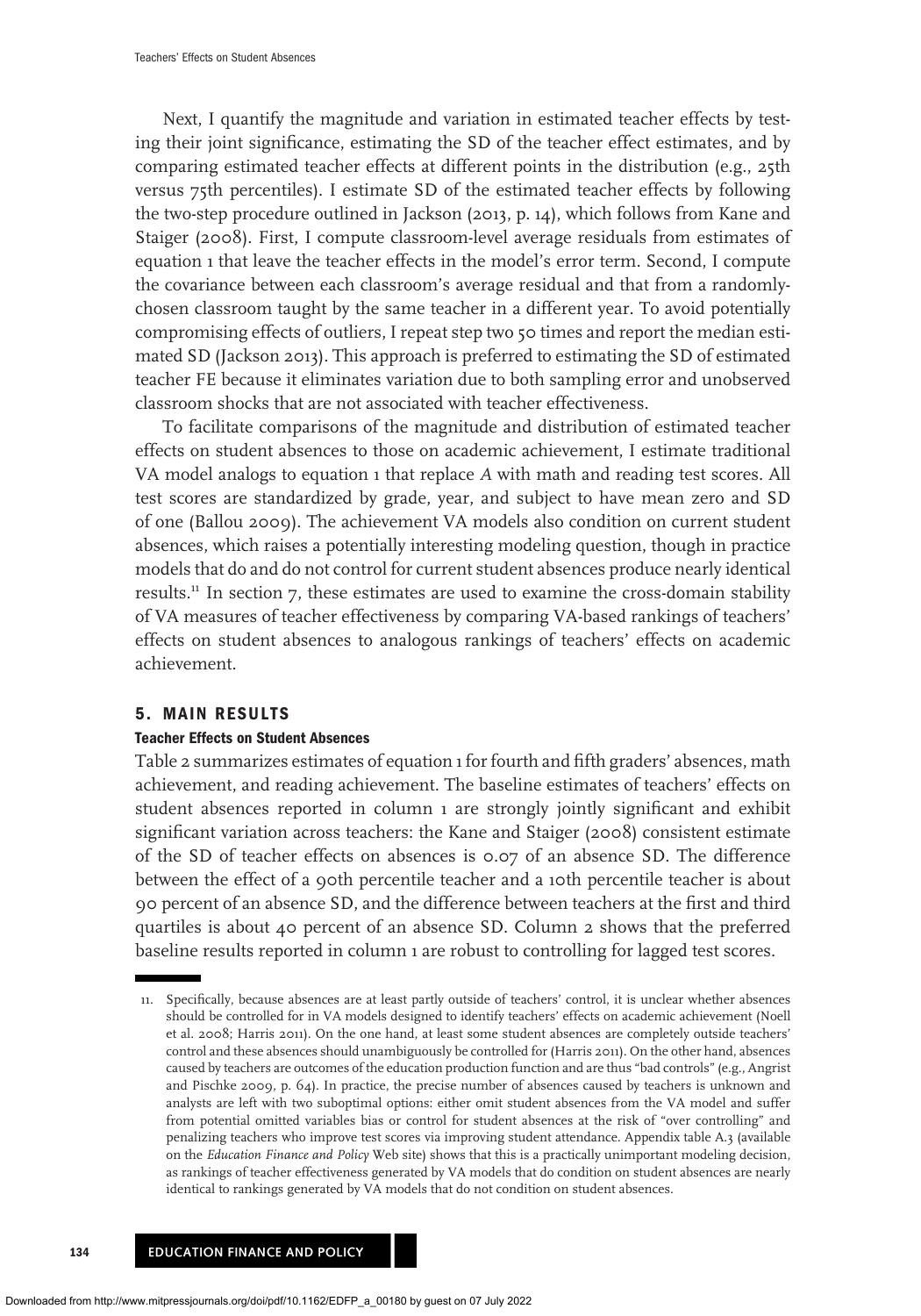Next, I quantify the magnitude and variation in estimated teacher effects by testing their joint significance, estimating the SD of the teacher effect estimates, and by comparing estimated teacher effects at different points in the distribution (e.g., 25th versus 75th percentiles). I estimate SD of the estimated teacher effects by following the two-step procedure outlined in Jackson (2013, p. 14), which follows from Kane and Staiger (2008). First, I compute classroom-level average residuals from estimates of equation 1 that leave the teacher effects in the model's error term. Second, I compute the covariance between each classroom's average residual and that from a randomly-chosen classroom taught by the same teacher in a different year. To avoid potentially compromising effects of outliers, I repeat step two 50 times and report the median estimated SD (Jackson 2013). This approach is preferred to estimating the SD of estimated teacher FE because it eliminates variation due to both sampling error and unobserved classroom shocks that are not associated with teacher effectiveness.

To facilitate comparisons of the magnitude and distribution of estimated teacher effects on student absences to those on academic achievement, I estimate traditional VA model analogs to equation 1 that replace $A$ with math and reading test scores. All test scores are standardized by grade, year, and subject to have mean zero and SD of one (Ballou 2009). The achievement VA models also condition on current student absences, which raises a potentially interesting modeling question, though in practice models that do and do not control for current student absences produce nearly identical results.[11] In section 7, these estimates are used to examine the cross-domain stability of VA measures of teacher effectiveness by comparing VA-based rankings of teachers' effects on student absences to analogous rankings of teachers' effects on academic achievement.

## 5. MAIN RESULTS

### Teacher Effects on Student Absences

Table 2 summarizes estimates of equation 1 for fourth and fifth graders' absences, math achievement, and reading achievement. The baseline estimates of teachers' effects on student absences reported in column 1 are strongly jointly significant and exhibit significant variation across teachers: the Kane and Staiger (2008) consistent estimate of the SD of teacher effects on absences is 0.07 of an absence SD. The difference between the effect of a 90th percentile teacher and a 10th percentile teacher is about 90 percent of an absence SD, and the difference between teachers at the first and third quartiles is about 40 percent of an absence SD. Column 2 shows that the preferred baseline results reported in column 1 are robust to controlling for lagged test scores.

11. Specifically, because absences are at least partly outside of teachers' control, it is unclear whether absences should be controlled for in VA models designed to identify teachers' effects on academic achievement (Noell et al. 2008; Harris 2011). On the one hand, at least some student absences are completely outside teachers' control and these absences should unambiguously be controlled for (Harris 2011). On the other hand, absences caused by teachers are outcomes of the education production function and are thus "bad controls" (e.g., Angrist and Pischke 2009, p. 64). In practice, the precise number of absences caused by teachers is unknown and analysts are left with two suboptimal options: either omit student absences from the VA model and suffer from potential omitted variables bias or control for student absences at the risk of "over controlling" and penalizing teachers who improve test scores via improving student attendance. Appendix table A.3 (available on the *Education Finance and Policy* Web site) shows that this is a practically unimportant modeling decision, as rankings of teacher effectiveness generated by VA models that do condition on student absences are nearly identical to rankings generated by VA models that do not condition on student absences.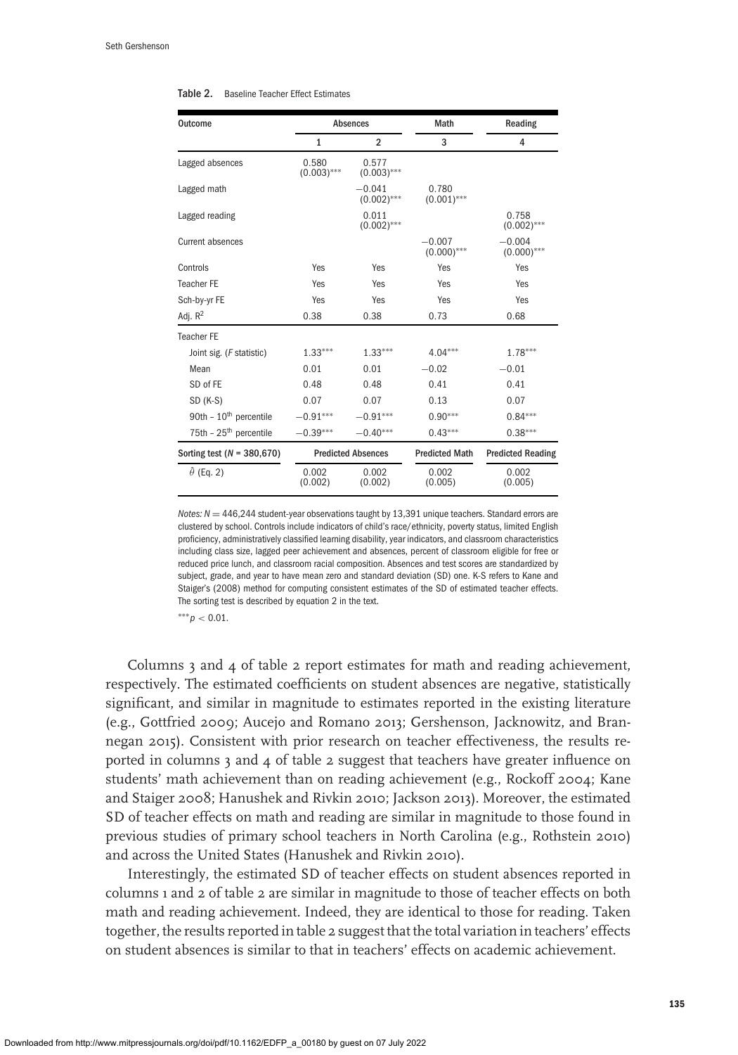**Table 2.** Baseline Teacher Effect Estimates

| Outcome | Absences | | Math | Reading |
|---|---|---|---|---|
| | 1 | 2 | 3 | 4 |
| Lagged absences | 0.580 (0.003)*** | 0.577 (0.003)*** | | |
| Lagged math | | −0.041 (0.002)*** | 0.780 (0.001)*** | |
| Lagged reading | | 0.011 (0.002)*** | | 0.758 (0.002)*** |
| Current absences | | | −0.007 (0.000)*** | −0.004 (0.000)*** |
| Controls | Yes | Yes | Yes | Yes |
| Teacher FE | Yes | Yes | Yes | Yes |
| Sch-by-yr FE | Yes | Yes | Yes | Yes |
| Adj. $R^2$ | 0.38 | 0.38 | 0.73 | 0.68 |
| Teacher FE | | | | |
| Joint sig. (*F* statistic) | 1.33*** | 1.33*** | 4.04*** | 1.78*** |
| Mean | 0.01 | 0.01 | −0.02 | −0.01 |
| SD of FE | 0.48 | 0.48 | 0.41 | 0.41 |
| SD (K-S) | 0.07 | 0.07 | 0.13 | 0.07 |
| 90th – 10th percentile | −0.91*** | −0.91*** | 0.90*** | 0.84*** |
| 75th – 25th percentile | −0.39*** | −0.40*** | 0.43*** | 0.38*** |
| Sorting test (*N* = 380,670) | Predicted Absences | | Predicted Math | Predicted Reading |
| $\hat{\theta}$ (Eq. 2) | 0.002 (0.002) | 0.002 (0.002) | 0.002 (0.005) | 0.002 (0.005) |

*Notes:* $N = 446{,}244$ student-year observations taught by 13,391 unique teachers. Standard errors are clustered by school. Controls include indicators of child's race/ethnicity, poverty status, limited English proficiency, administratively classified learning disability, year indicators, and classroom characteristics including class size, lagged peer achievement and absences, percent of classroom eligible for free or reduced price lunch, and classroom racial composition. Absences and test scores are standardized by subject, grade, and year to have mean zero and standard deviation (SD) one. K-S refers to Kane and Staiger's (2008) method for computing consistent estimates of the SD of estimated teacher effects. The sorting test is described by equation 2 in the text.

***$p < 0.01$.

Columns 3 and 4 of table 2 report estimates for math and reading achievement, respectively. The estimated coefficients on student absences are negative, statistically significant, and similar in magnitude to estimates reported in the existing literature (e.g., Gottfried 2009; Aucejo and Romano 2013; Gershenson, Jacknowitz, and Brannegan 2015). Consistent with prior research on teacher effectiveness, the results reported in columns 3 and 4 of table 2 suggest that teachers have greater influence on students' math achievement than on reading achievement (e.g., Rockoff 2004; Kane and Staiger 2008; Hanushek and Rivkin 2010; Jackson 2013). Moreover, the estimated SD of teacher effects on math and reading are similar in magnitude to those found in previous studies of primary school teachers in North Carolina (e.g., Rothstein 2010) and across the United States (Hanushek and Rivkin 2010).

Interestingly, the estimated SD of teacher effects on student absences reported in columns 1 and 2 of table 2 are similar in magnitude to those of teacher effects on both math and reading achievement. Indeed, they are identical to those for reading. Taken together, the results reported in table 2 suggest that the total variation in teachers' effects on student absences is similar to that in teachers' effects on academic achievement.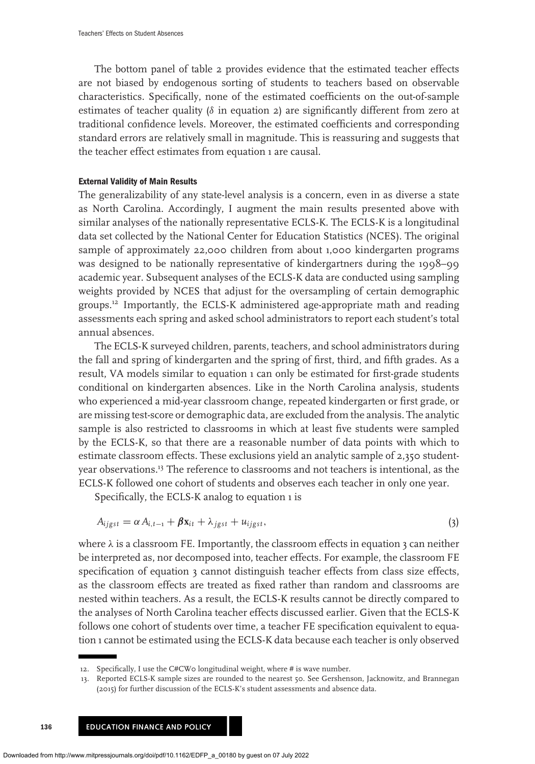The bottom panel of table 2 provides evidence that the estimated teacher effects are not biased by endogenous sorting of students to teachers based on observable characteristics. Specifically, none of the estimated coefficients on the out-of-sample estimates of teacher quality ($\delta$ in equation 2) are significantly different from zero at traditional confidence levels. Moreover, the estimated coefficients and corresponding standard errors are relatively small in magnitude. This is reassuring and suggests that the teacher effect estimates from equation 1 are causal.

### External Validity of Main Results

The generalizability of any state-level analysis is a concern, even in as diverse a state as North Carolina. Accordingly, I augment the main results presented above with similar analyses of the nationally representative ECLS-K. The ECLS-K is a longitudinal data set collected by the National Center for Education Statistics (NCES). The original sample of approximately 22,000 children from about 1,000 kindergarten programs was designed to be nationally representative of kindergartners during the 1998–99 academic year. Subsequent analyses of the ECLS-K data are conducted using sampling weights provided by NCES that adjust for the oversampling of certain demographic groups.[12] Importantly, the ECLS-K administered age-appropriate math and reading assessments each spring and asked school administrators to report each student's total annual absences.

The ECLS-K surveyed children, parents, teachers, and school administrators during the fall and spring of kindergarten and the spring of first, third, and fifth grades. As a result, VA models similar to equation 1 can only be estimated for first-grade students conditional on kindergarten absences. Like in the North Carolina analysis, students who experienced a mid-year classroom change, repeated kindergarten or first grade, or are missing test-score or demographic data, are excluded from the analysis. The analytic sample is also restricted to classrooms in which at least five students were sampled by the ECLS-K, so that there are a reasonable number of data points with which to estimate classroom effects. These exclusions yield an analytic sample of 2,350 student-year observations.[13] The reference to classrooms and not teachers is intentional, as the ECLS-K followed one cohort of students and observes each teacher in only one year.

Specifically, the ECLS-K analog to equation 1 is

$$A_{ijgst} = \alpha A_{i,t-1} + \boldsymbol{\beta}\mathbf{x}_{it} + \lambda_{jgst} + u_{ijgst}, \tag{3}$$

where $\lambda$ is a classroom FE. Importantly, the classroom effects in equation 3 can neither be interpreted as, nor decomposed into, teacher effects. For example, the classroom FE specification of equation 3 cannot distinguish teacher effects from class size effects, as the classroom effects are treated as fixed rather than random and classrooms are nested within teachers. As a result, the ECLS-K results cannot be directly compared to the analyses of North Carolina teacher effects discussed earlier. Given that the ECLS-K follows one cohort of students over time, a teacher FE specification equivalent to equation 1 cannot be estimated using the ECLS-K data because each teacher is only observed

---

12. Specifically, I use the C#CW0 longitudinal weight, where # is wave number.
13. Reported ECLS-K sample sizes are rounded to the nearest 50. See Gershenson, Jacknowitz, and Brannegan (2015) for further discussion of the ECLS-K's student assessments and absence data.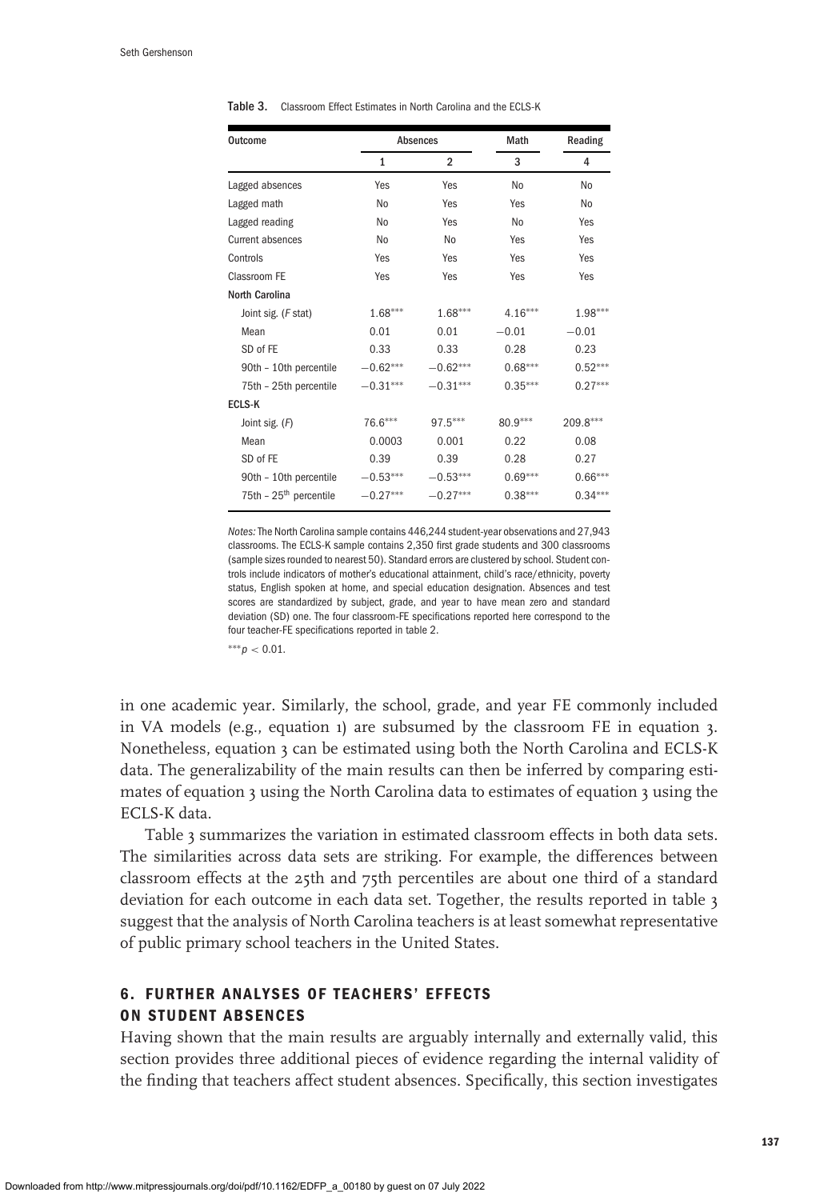**Table 3.** Classroom Effect Estimates in North Carolina and the ECLS-K

| Outcome | Absences | | Math | Reading |
|---|---|---|---|---|
| | 1 | 2 | 3 | 4 |
| Lagged absences | Yes | Yes | No | No |
| Lagged math | No | Yes | Yes | No |
| Lagged reading | No | Yes | No | Yes |
| Current absences | No | No | Yes | Yes |
| Controls | Yes | Yes | Yes | Yes |
| Classroom FE | Yes | Yes | Yes | Yes |
| **North Carolina** | | | | |
| Joint sig. (*F* stat) | 1.68*** | 1.68*** | 4.16*** | 1.98*** |
| Mean | 0.01 | 0.01 | −0.01 | −0.01 |
| SD of FE | 0.33 | 0.33 | 0.28 | 0.23 |
| 90th – 10th percentile | −0.62*** | −0.62*** | 0.68*** | 0.52*** |
| 75th – 25th percentile | −0.31*** | −0.31*** | 0.35*** | 0.27*** |
| **ECLS-K** | | | | |
| Joint sig. (*F*) | 76.6*** | 97.5*** | 80.9*** | 209.8*** |
| Mean | 0.0003 | 0.001 | 0.22 | 0.08 |
| SD of FE | 0.39 | 0.39 | 0.28 | 0.27 |
| 90th – 10th percentile | −0.53*** | −0.53*** | 0.69*** | 0.66*** |
| 75th – 25th percentile | −0.27*** | −0.27*** | 0.38*** | 0.34*** |

*Notes:* The North Carolina sample contains 446,244 student-year observations and 27,943 classrooms. The ECLS-K sample contains 2,350 first grade students and 300 classrooms (sample sizes rounded to nearest 50). Standard errors are clustered by school. Student controls include indicators of mother's educational attainment, child's race/ethnicity, poverty status, English spoken at home, and special education designation. Absences and test scores are standardized by subject, grade, and year to have mean zero and standard deviation (SD) one. The four classroom-FE specifications reported here correspond to the four teacher-FE specifications reported in table 2.

***$p < 0.01$.

in one academic year. Similarly, the school, grade, and year FE commonly included in VA models (e.g., equation 1) are subsumed by the classroom FE in equation 3. Nonetheless, equation 3 can be estimated using both the North Carolina and ECLS-K data. The generalizability of the main results can then be inferred by comparing estimates of equation 3 using the North Carolina data to estimates of equation 3 using the ECLS-K data.

Table 3 summarizes the variation in estimated classroom effects in both data sets. The similarities across data sets are striking. For example, the differences between classroom effects at the 25th and 75th percentiles are about one third of a standard deviation for each outcome in each data set. Together, the results reported in table 3 suggest that the analysis of North Carolina teachers is at least somewhat representative of public primary school teachers in the United States.

## 6. FURTHER ANALYSES OF TEACHERS' EFFECTS ON STUDENT ABSENCES

Having shown that the main results are arguably internally and externally valid, this section provides three additional pieces of evidence regarding the internal validity of the finding that teachers affect student absences. Specifically, this section investigates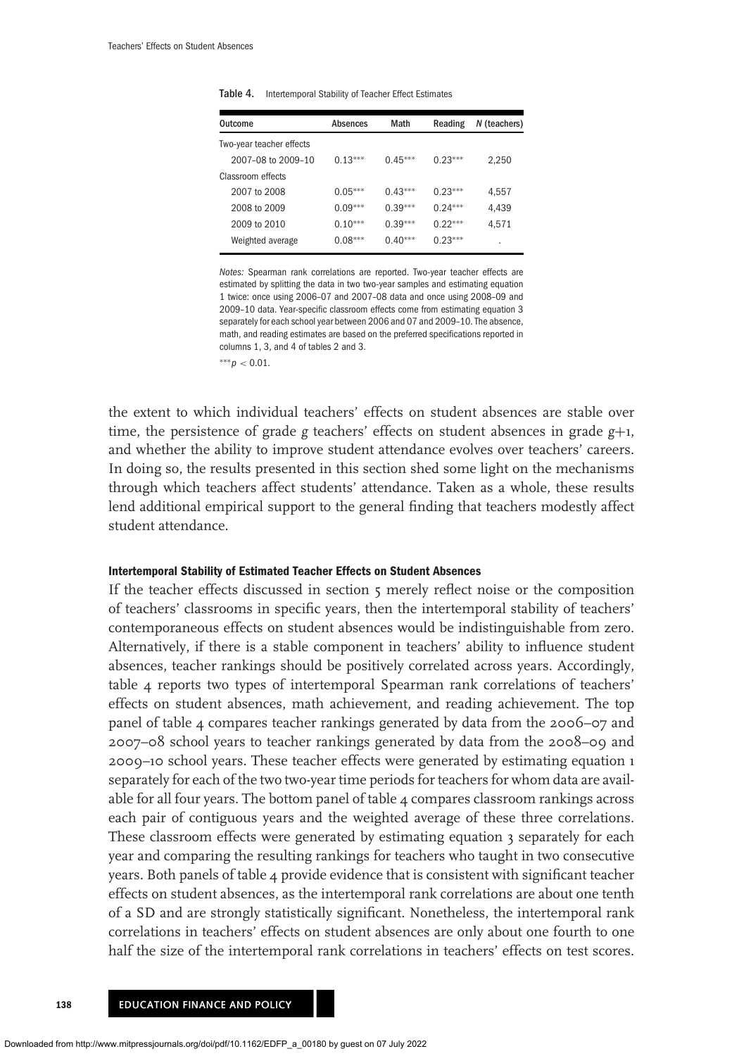**Table 4.** Intertemporal Stability of Teacher Effect Estimates

| Outcome | Absences | Math | Reading | N (teachers) |
|---|---|---|---|---|
| Two-year teacher effects | | | | |
| 2007–08 to 2009–10 | 0.13*** | 0.45*** | 0.23*** | 2,250 |
| Classroom effects | | | | |
| 2007 to 2008 | 0.05*** | 0.43*** | 0.23*** | 4,557 |
| 2008 to 2009 | 0.09*** | 0.39*** | 0.24*** | 4,439 |
| 2009 to 2010 | 0.10*** | 0.39*** | 0.22*** | 4,571 |
| Weighted average | 0.08*** | 0.40*** | 0.23*** | . |

*Notes:* Spearman rank correlations are reported. Two-year teacher effects are estimated by splitting the data in two two-year samples and estimating equation 1 twice: once using 2006–07 and 2007–08 data and once using 2008–09 and 2009–10 data. Year-specific classroom effects come from estimating equation 3 separately for each school year between 2006 and 07 and 2009–10. The absence, math, and reading estimates are based on the preferred specifications reported in columns 1, 3, and 4 of tables 2 and 3.

***$p < 0.01$.

the extent to which individual teachers' effects on student absences are stable over time, the persistence of grade $g$ teachers' effects on student absences in grade $g+1$, and whether the ability to improve student attendance evolves over teachers' careers. In doing so, the results presented in this section shed some light on the mechanisms through which teachers affect students' attendance. Taken as a whole, these results lend additional empirical support to the general finding that teachers modestly affect student attendance.

### Intertemporal Stability of Estimated Teacher Effects on Student Absences

If the teacher effects discussed in section 5 merely reflect noise or the composition of teachers' classrooms in specific years, then the intertemporal stability of teachers' contemporaneous effects on student absences would be indistinguishable from zero. Alternatively, if there is a stable component in teachers' ability to influence student absences, teacher rankings should be positively correlated across years. Accordingly, table 4 reports two types of intertemporal Spearman rank correlations of teachers' effects on student absences, math achievement, and reading achievement. The top panel of table 4 compares teacher rankings generated by data from the 2006–07 and 2007–08 school years to teacher rankings generated by data from the 2008–09 and 2009–10 school years. These teacher effects were generated by estimating equation 1 separately for each of the two two-year time periods for teachers for whom data are available for all four years. The bottom panel of table 4 compares classroom rankings across each pair of contiguous years and the weighted average of these three correlations. These classroom effects were generated by estimating equation 3 separately for each year and comparing the resulting rankings for teachers who taught in two consecutive years. Both panels of table 4 provide evidence that is consistent with significant teacher effects on student absences, as the intertemporal rank correlations are about one tenth of a SD and are strongly statistically significant. Nonetheless, the intertemporal rank correlations in teachers' effects on student absences are only about one fourth to one half the size of the intertemporal rank correlations in teachers' effects on test scores.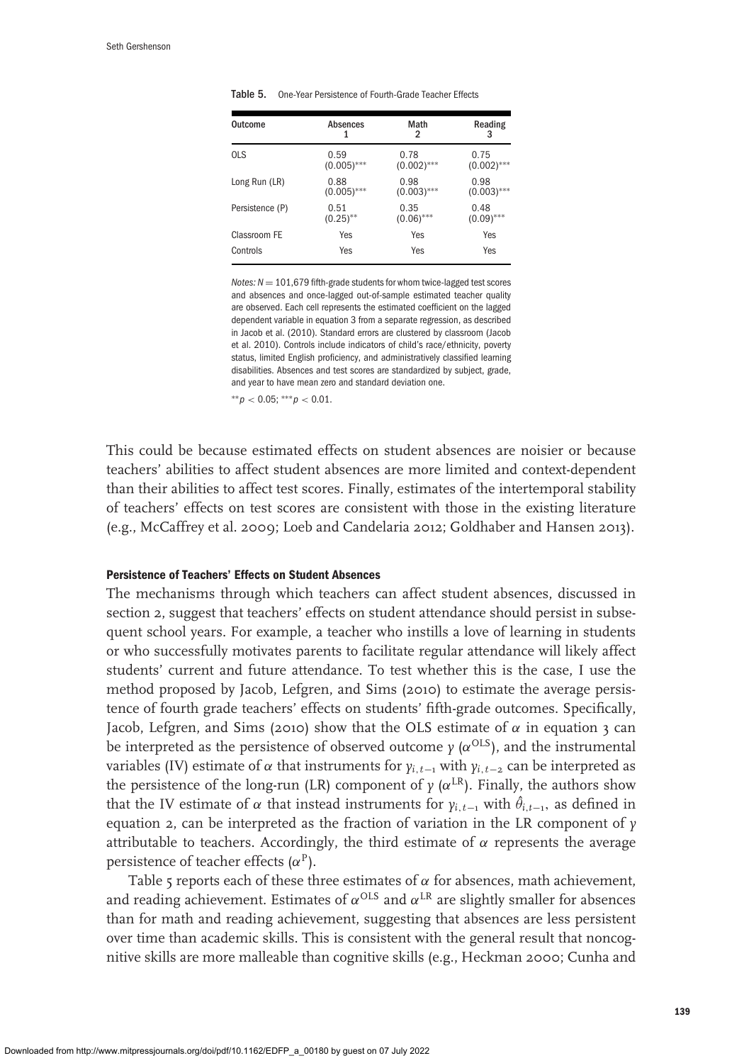**Table 5.** One-Year Persistence of Fourth-Grade Teacher Effects

| Outcome | Absences<br>1 | Math<br>2 | Reading<br>3 |
|---|---|---|---|
| OLS | 0.59<br>(0.005)*** | 0.78<br>(0.002)*** | 0.75<br>(0.002)*** |
| Long Run (LR) | 0.88<br>(0.005)*** | 0.98<br>(0.003)*** | 0.98<br>(0.003)*** |
| Persistence (P) | 0.51<br>(0.25)** | 0.35<br>(0.06)*** | 0.48<br>(0.09)*** |
| Classroom FE | Yes | Yes | Yes |
| Controls | Yes | Yes | Yes |

*Notes:* $N = 101{,}679$ fifth-grade students for whom twice-lagged test scores and absences and once-lagged out-of-sample estimated teacher quality are observed. Each cell represents the estimated coefficient on the lagged dependent variable in equation 3 from a separate regression, as described in Jacob et al. (2010). Standard errors are clustered by classroom (Jacob et al. 2010). Controls include indicators of child's race/ethnicity, poverty status, limited English proficiency, and administratively classified learning disabilities. Absences and test scores are standardized by subject, grade, and year to have mean zero and standard deviation one.

$^{**}p < 0.05$; $^{***}p < 0.01$.

This could be because estimated effects on student absences are noisier or because teachers' abilities to affect student absences are more limited and context-dependent than their abilities to affect test scores. Finally, estimates of the intertemporal stability of teachers' effects on test scores are consistent with those in the existing literature (e.g., McCaffrey et al. 2009; Loeb and Candelaria 2012; Goldhaber and Hansen 2013).

### Persistence of Teachers' Effects on Student Absences

The mechanisms through which teachers can affect student absences, discussed in section 2, suggest that teachers' effects on student attendance should persist in subsequent school years. For example, a teacher who instills a love of learning in students or who successfully motivates parents to facilitate regular attendance will likely affect students' current and future attendance. To test whether this is the case, I use the method proposed by Jacob, Lefgren, and Sims (2010) to estimate the average persistence of fourth grade teachers' effects on students' fifth-grade outcomes. Specifically, Jacob, Lefgren, and Sims (2010) show that the OLS estimate of $\alpha$ in equation 3 can be interpreted as the persistence of observed outcome $y$ ($\alpha^{OLS}$), and the instrumental variables (IV) estimate of $\alpha$ that instruments for $y_{i,t-1}$ with $y_{i,t-2}$ can be interpreted as the persistence of the long-run (LR) component of $y$ ($\alpha^{LR}$). Finally, the authors show that the IV estimate of $\alpha$ that instead instruments for $y_{i,t-1}$ with $\hat{\theta}_{i,t-1}$, as defined in equation 2, can be interpreted as the fraction of variation in the LR component of $y$ attributable to teachers. Accordingly, the third estimate of $\alpha$ represents the average persistence of teacher effects ($\alpha^{P}$).

Table 5 reports each of these three estimates of $\alpha$ for absences, math achievement, and reading achievement. Estimates of $\alpha^{OLS}$ and $\alpha^{LR}$ are slightly smaller for absences than for math and reading achievement, suggesting that absences are less persistent over time than academic skills. This is consistent with the general result that noncognitive skills are more malleable than cognitive skills (e.g., Heckman 2000; Cunha and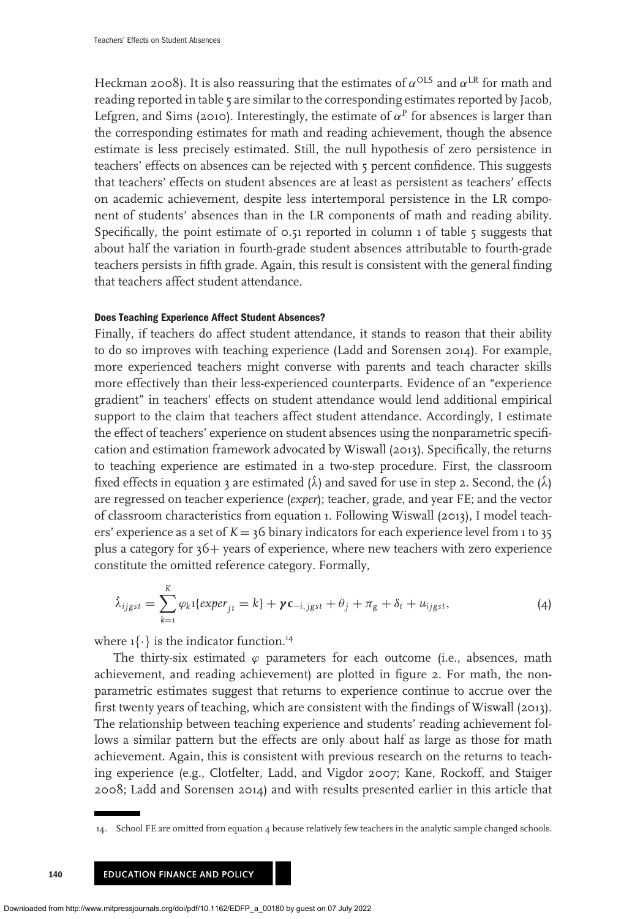Heckman 2008). It is also reassuring that the estimates of $\alpha^{\text{OLS}}$ and $\alpha^{\text{LR}}$ for math and reading reported in table 5 are similar to the corresponding estimates reported by Jacob, Lefgren, and Sims (2010). Interestingly, the estimate of $\alpha^{\text{P}}$ for absences is larger than the corresponding estimates for math and reading achievement, though the absence estimate is less precisely estimated. Still, the null hypothesis of zero persistence in teachers' effects on absences can be rejected with 5 percent confidence. This suggests that teachers' effects on student absences are at least as persistent as teachers' effects on academic achievement, despite less intertemporal persistence in the LR component of students' absences than in the LR components of math and reading ability. Specifically, the point estimate of 0.51 reported in column 1 of table 5 suggests that about half the variation in fourth-grade student absences attributable to fourth-grade teachers persists in fifth grade. Again, this result is consistent with the general finding that teachers affect student attendance.

### Does Teaching Experience Affect Student Absences?

Finally, if teachers do affect student attendance, it stands to reason that their ability to do so improves with teaching experience (Ladd and Sorensen 2014). For example, more experienced teachers might converse with parents and teach character skills more effectively than their less-experienced counterparts. Evidence of an "experience gradient" in teachers' effects on student attendance would lend additional empirical support to the claim that teachers affect student attendance. Accordingly, I estimate the effect of teachers' experience on student absences using the nonparametric specification and estimation framework advocated by Wiswall (2013). Specifically, the returns to teaching experience are estimated in a two-step procedure. First, the classroom fixed effects in equation 3 are estimated ($\hat{\lambda}$) and saved for use in step 2. Second, the ($\hat{\lambda}$) are regressed on teacher experience (*exper*); teacher, grade, and year FE; and the vector of classroom characteristics from equation 1. Following Wiswall (2013), I model teachers' experience as a set of $K = 36$ binary indicators for each experience level from 1 to 35 plus a category for 36+ years of experience, where new teachers with zero experience constitute the omitted reference category. Formally,

$$\hat{\lambda}_{ijgst} = \sum_{k=1}^{K} \varphi_k 1\{exper_{jt} = k\} + \boldsymbol{\gamma}\mathbf{c}_{-i,jgst} + \theta_j + \pi_g + \delta_t + u_{ijgst}, \tag{4}$$

where $1\{\cdot\}$ is the indicator function.[14]

The thirty-six estimated $\varphi$ parameters for each outcome (i.e., absences, math achievement, and reading achievement) are plotted in figure 2. For math, the nonparametric estimates suggest that returns to experience continue to accrue over the first twenty years of teaching, which are consistent with the findings of Wiswall (2013). The relationship between teaching experience and students' reading achievement follows a similar pattern but the effects are only about half as large as those for math achievement. Again, this is consistent with previous research on the returns to teaching experience (e.g., Clotfelter, Ladd, and Vigdor 2007; Kane, Rockoff, and Staiger 2008; Ladd and Sorensen 2014) and with results presented earlier in this article that

14. School FE are omitted from equation 4 because relatively few teachers in the analytic sample changed schools.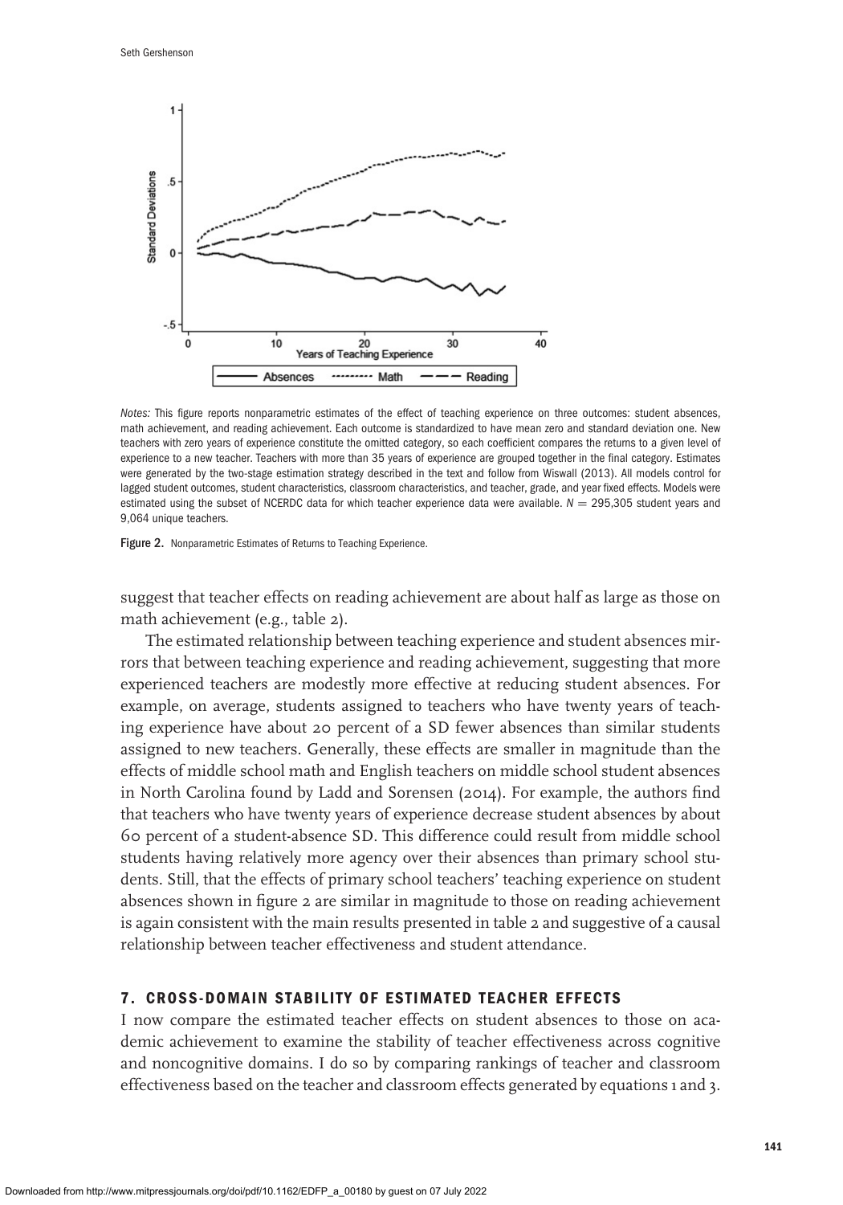*Notes:* This figure reports nonparametric estimates of the effect of teaching experience on three outcomes: student absences, math achievement, and reading achievement. Each outcome is standardized to have mean zero and standard deviation one. New teachers with zero years of experience constitute the omitted category, so each coefficient compares the returns to a given level of experience to a new teacher. Teachers with more than 35 years of experience are grouped together in the final category. Estimates were generated by the two-stage estimation strategy described in the text and follow from Wiswall (2013). All models control for lagged student outcomes, student characteristics, classroom characteristics, and teacher, grade, and year fixed effects. Models were estimated using the subset of NCERDC data for which teacher experience data were available. $N = 295{,}305$ student years and 9,064 unique teachers.

**Figure 2.** Nonparametric Estimates of Returns to Teaching Experience.

suggest that teacher effects on reading achievement are about half as large as those on math achievement (e.g., table 2).

The estimated relationship between teaching experience and student absences mirrors that between teaching experience and reading achievement, suggesting that more experienced teachers are modestly more effective at reducing student absences. For example, on average, students assigned to teachers who have twenty years of teaching experience have about 20 percent of a SD fewer absences than similar students assigned to new teachers. Generally, these effects are smaller in magnitude than the effects of middle school math and English teachers on middle school student absences in North Carolina found by Ladd and Sorensen (2014). For example, the authors find that teachers who have twenty years of experience decrease student absences by about 60 percent of a student-absence SD. This difference could result from middle school students having relatively more agency over their absences than primary school students. Still, that the effects of primary school teachers' teaching experience on student absences shown in figure 2 are similar in magnitude to those on reading achievement is again consistent with the main results presented in table 2 and suggestive of a causal relationship between teacher effectiveness and student attendance.

## 7. CROSS-DOMAIN STABILITY OF ESTIMATED TEACHER EFFECTS

I now compare the estimated teacher effects on student absences to those on academic achievement to examine the stability of teacher effectiveness across cognitive and noncognitive domains. I do so by comparing rankings of teacher and classroom effectiveness based on the teacher and classroom effects generated by equations 1 and 3.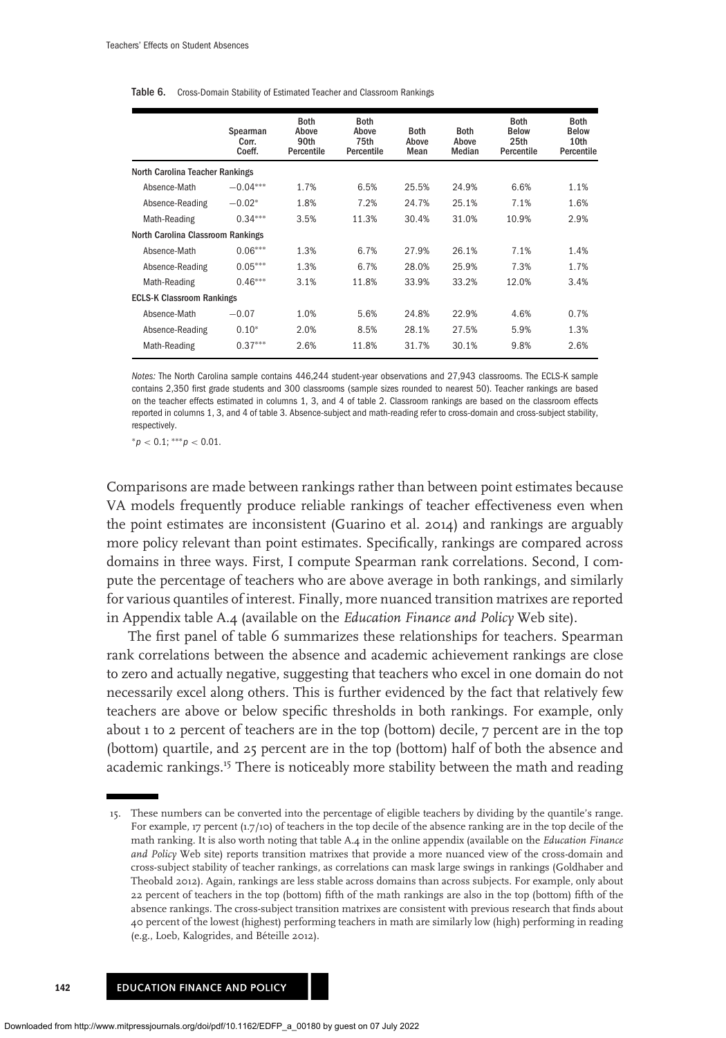**Table 6.** Cross-Domain Stability of Estimated Teacher and Classroom Rankings

| | Spearman Corr. Coeff. | Both Above 90th Percentile | Both Above 75th Percentile | Both Above Mean | Both Above Median | Both Below 25th Percentile | Both Below 10th Percentile |
|---|---|---|---|---|---|---|---|
| **North Carolina Teacher Rankings** | | | | | | | |
| Absence-Math | $-0.04^{***}$ | 1.7% | 6.5% | 25.5% | 24.9% | 6.6% | 1.1% |
| Absence-Reading | $-0.02^{*}$ | 1.8% | 7.2% | 24.7% | 25.1% | 7.1% | 1.6% |
| Math-Reading | $0.34^{***}$ | 3.5% | 11.3% | 30.4% | 31.0% | 10.9% | 2.9% |
| **North Carolina Classroom Rankings** | | | | | | | |
| Absence-Math | $0.06^{***}$ | 1.3% | 6.7% | 27.9% | 26.1% | 7.1% | 1.4% |
| Absence-Reading | $0.05^{***}$ | 1.3% | 6.7% | 28.0% | 25.9% | 7.3% | 1.7% |
| Math-Reading | $0.46^{***}$ | 3.1% | 11.8% | 33.9% | 33.2% | 12.0% | 3.4% |
| **ECLS-K Classroom Rankings** | | | | | | | |
| Absence-Math | $-0.07$ | 1.0% | 5.6% | 24.8% | 22.9% | 4.6% | 0.7% |
| Absence-Reading | $0.10^{*}$ | 2.0% | 8.5% | 28.1% | 27.5% | 5.9% | 1.3% |
| Math-Reading | $0.37^{***}$ | 2.6% | 11.8% | 31.7% | 30.1% | 9.8% | 2.6% |

*Notes:* The North Carolina sample contains 446,244 student-year observations and 27,943 classrooms. The ECLS-K sample contains 2,350 first grade students and 300 classrooms (sample sizes rounded to nearest 50). Teacher rankings are based on the teacher effects estimated in columns 1, 3, and 4 of table 2. Classroom rankings are based on the classroom effects reported in columns 1, 3, and 4 of table 3. Absence-subject and math-reading refer to cross-domain and cross-subject stability, respectively.

$^{*}p < 0.1$; $^{***}p < 0.01$.

Comparisons are made between rankings rather than between point estimates because VA models frequently produce reliable rankings of teacher effectiveness even when the point estimates are inconsistent (Guarino et al. 2014) and rankings are arguably more policy relevant than point estimates. Specifically, rankings are compared across domains in three ways. First, I compute Spearman rank correlations. Second, I compute the percentage of teachers who are above average in both rankings, and similarly for various quantiles of interest. Finally, more nuanced transition matrixes are reported in Appendix table A.4 (available on the *Education Finance and Policy* Web site).

The first panel of table 6 summarizes these relationships for teachers. Spearman rank correlations between the absence and academic achievement rankings are close to zero and actually negative, suggesting that teachers who excel in one domain do not necessarily excel along others. This is further evidenced by the fact that relatively few teachers are above or below specific thresholds in both rankings. For example, only about 1 to 2 percent of teachers are in the top (bottom) decile, 7 percent are in the top (bottom) quartile, and 25 percent are in the top (bottom) half of both the absence and academic rankings.[15] There is noticeably more stability between the math and reading

15. These numbers can be converted into the percentage of eligible teachers by dividing by the quantile's range. For example, 17 percent (1.7/10) of teachers in the top decile of the absence ranking are in the top decile of the math ranking. It is also worth noting that table A.4 in the online appendix (available on the *Education Finance and Policy* Web site) reports transition matrixes that provide a more nuanced view of the cross-domain and cross-subject stability of teacher rankings, as correlations can mask large swings in rankings (Goldhaber and Theobald 2012). Again, rankings are less stable across domains than across subjects. For example, only about 22 percent of teachers in the top (bottom) fifth of the math rankings are also in the top (bottom) fifth of the absence rankings. The cross-subject transition matrixes are consistent with previous research that finds about 40 percent of the lowest (highest) performing teachers in math are similarly low (high) performing in reading (e.g., Loeb, Kalogrides, and Béteille 2012).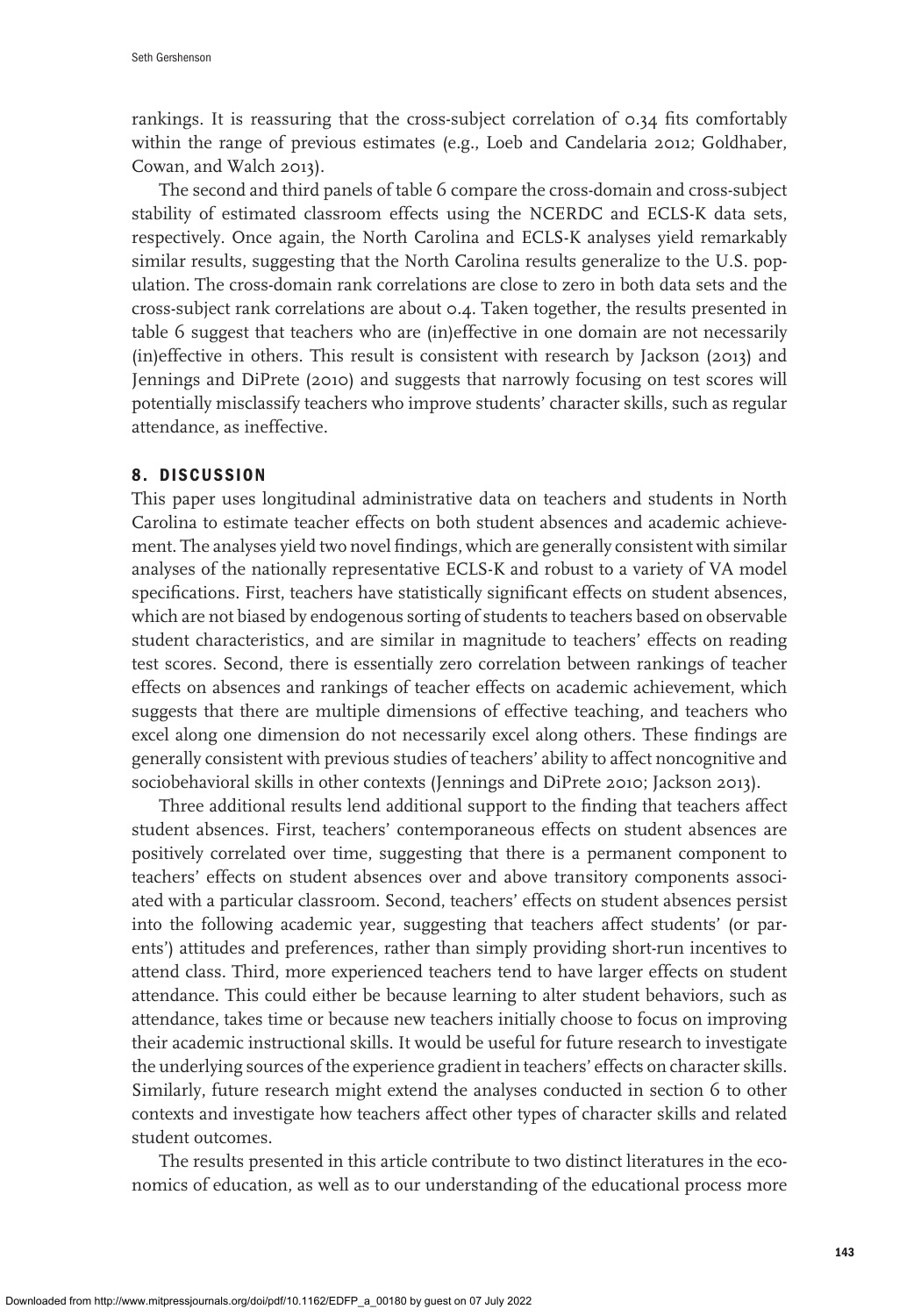rankings. It is reassuring that the cross-subject correlation of 0.34 fits comfortably within the range of previous estimates (e.g., Loeb and Candelaria 2012; Goldhaber, Cowan, and Walch 2013).

The second and third panels of table 6 compare the cross-domain and cross-subject stability of estimated classroom effects using the NCERDC and ECLS-K data sets, respectively. Once again, the North Carolina and ECLS-K analyses yield remarkably similar results, suggesting that the North Carolina results generalize to the U.S. population. The cross-domain rank correlations are close to zero in both data sets and the cross-subject rank correlations are about 0.4. Taken together, the results presented in table 6 suggest that teachers who are (in)effective in one domain are not necessarily (in)effective in others. This result is consistent with research by Jackson (2013) and Jennings and DiPrete (2010) and suggests that narrowly focusing on test scores will potentially misclassify teachers who improve students' character skills, such as regular attendance, as ineffective.

## 8. DISCUSSION

This paper uses longitudinal administrative data on teachers and students in North Carolina to estimate teacher effects on both student absences and academic achievement. The analyses yield two novel findings, which are generally consistent with similar analyses of the nationally representative ECLS-K and robust to a variety of VA model specifications. First, teachers have statistically significant effects on student absences, which are not biased by endogenous sorting of students to teachers based on observable student characteristics, and are similar in magnitude to teachers' effects on reading test scores. Second, there is essentially zero correlation between rankings of teacher effects on absences and rankings of teacher effects on academic achievement, which suggests that there are multiple dimensions of effective teaching, and teachers who excel along one dimension do not necessarily excel along others. These findings are generally consistent with previous studies of teachers' ability to affect noncognitive and sociobehavioral skills in other contexts (Jennings and DiPrete 2010; Jackson 2013).

Three additional results lend additional support to the finding that teachers affect student absences. First, teachers' contemporaneous effects on student absences are positively correlated over time, suggesting that there is a permanent component to teachers' effects on student absences over and above transitory components associated with a particular classroom. Second, teachers' effects on student absences persist into the following academic year, suggesting that teachers affect students' (or parents') attitudes and preferences, rather than simply providing short-run incentives to attend class. Third, more experienced teachers tend to have larger effects on student attendance. This could either be because learning to alter student behaviors, such as attendance, takes time or because new teachers initially choose to focus on improving their academic instructional skills. It would be useful for future research to investigate the underlying sources of the experience gradient in teachers' effects on character skills. Similarly, future research might extend the analyses conducted in section 6 to other contexts and investigate how teachers affect other types of character skills and related student outcomes.

The results presented in this article contribute to two distinct literatures in the economics of education, as well as to our understanding of the educational process more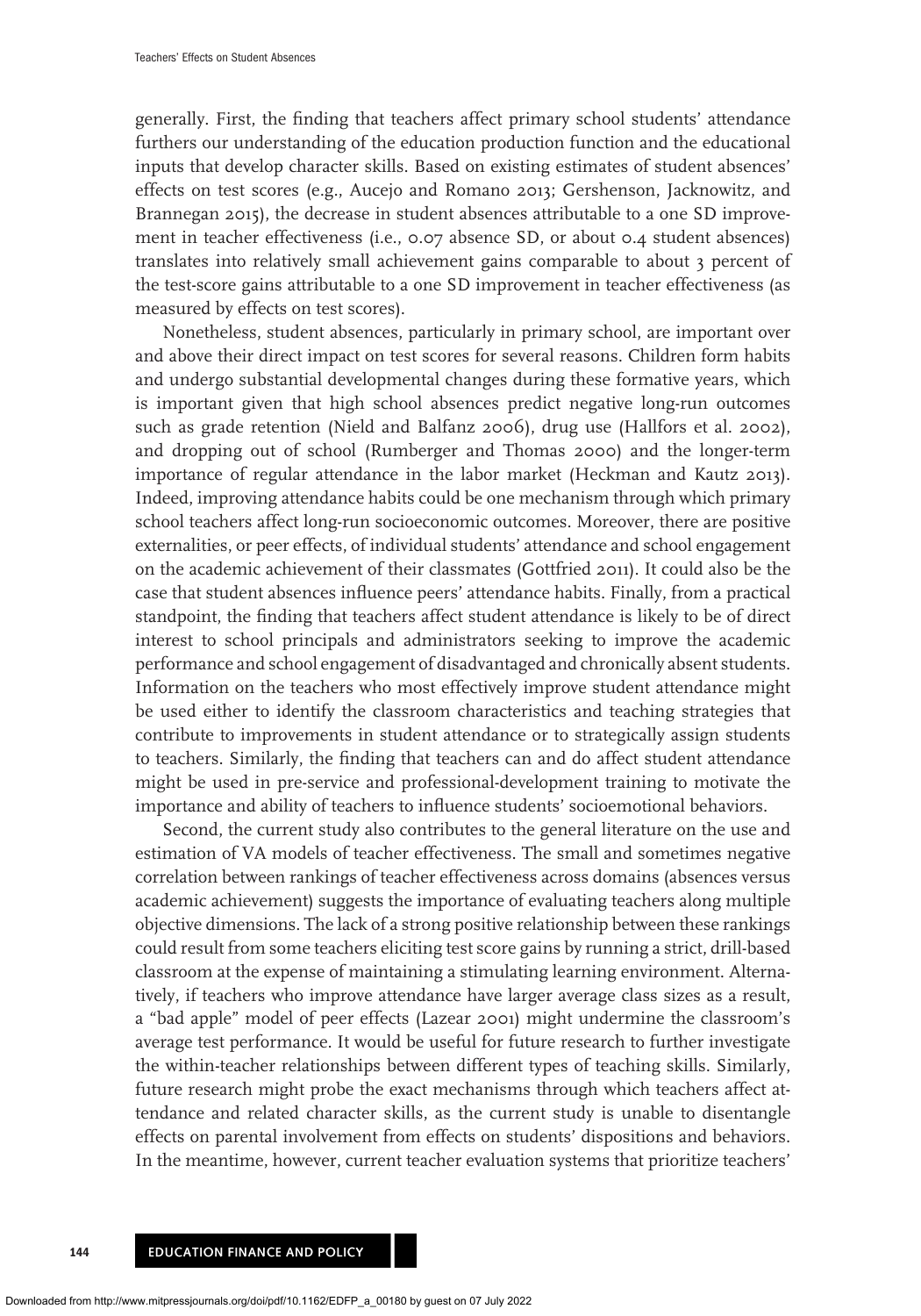generally. First, the finding that teachers affect primary school students' attendance furthers our understanding of the education production function and the educational inputs that develop character skills. Based on existing estimates of student absences' effects on test scores (e.g., Aucejo and Romano 2013; Gershenson, Jacknowitz, and Brannegan 2015), the decrease in student absences attributable to a one SD improvement in teacher effectiveness (i.e., 0.07 absence SD, or about 0.4 student absences) translates into relatively small achievement gains comparable to about 3 percent of the test-score gains attributable to a one SD improvement in teacher effectiveness (as measured by effects on test scores).

Nonetheless, student absences, particularly in primary school, are important over and above their direct impact on test scores for several reasons. Children form habits and undergo substantial developmental changes during these formative years, which is important given that high school absences predict negative long-run outcomes such as grade retention (Nield and Balfanz 2006), drug use (Hallfors et al. 2002), and dropping out of school (Rumberger and Thomas 2000) and the longer-term importance of regular attendance in the labor market (Heckman and Kautz 2013). Indeed, improving attendance habits could be one mechanism through which primary school teachers affect long-run socioeconomic outcomes. Moreover, there are positive externalities, or peer effects, of individual students' attendance and school engagement on the academic achievement of their classmates (Gottfried 2011). It could also be the case that student absences influence peers' attendance habits. Finally, from a practical standpoint, the finding that teachers affect student attendance is likely to be of direct interest to school principals and administrators seeking to improve the academic performance and school engagement of disadvantaged and chronically absent students. Information on the teachers who most effectively improve student attendance might be used either to identify the classroom characteristics and teaching strategies that contribute to improvements in student attendance or to strategically assign students to teachers. Similarly, the finding that teachers can and do affect student attendance might be used in pre-service and professional-development training to motivate the importance and ability of teachers to influence students' socioemotional behaviors.

Second, the current study also contributes to the general literature on the use and estimation of VA models of teacher effectiveness. The small and sometimes negative correlation between rankings of teacher effectiveness across domains (absences versus academic achievement) suggests the importance of evaluating teachers along multiple objective dimensions. The lack of a strong positive relationship between these rankings could result from some teachers eliciting test score gains by running a strict, drill-based classroom at the expense of maintaining a stimulating learning environment. Alternatively, if teachers who improve attendance have larger average class sizes as a result, a "bad apple" model of peer effects (Lazear 2001) might undermine the classroom's average test performance. It would be useful for future research to further investigate the within-teacher relationships between different types of teaching skills. Similarly, future research might probe the exact mechanisms through which teachers affect attendance and related character skills, as the current study is unable to disentangle effects on parental involvement from effects on students' dispositions and behaviors. In the meantime, however, current teacher evaluation systems that prioritize teachers'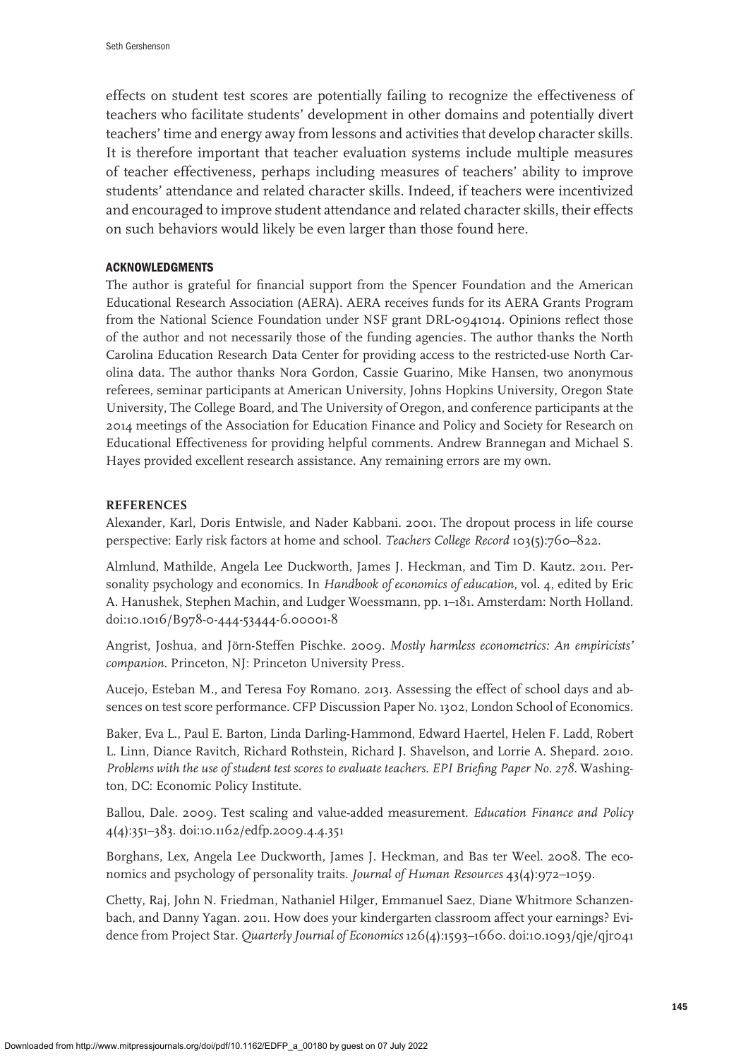effects on student test scores are potentially failing to recognize the effectiveness of teachers who facilitate students' development in other domains and potentially divert teachers' time and energy away from lessons and activities that develop character skills. It is therefore important that teacher evaluation systems include multiple measures of teacher effectiveness, perhaps including measures of teachers' ability to improve students' attendance and related character skills. Indeed, if teachers were incentivized and encouraged to improve student attendance and related character skills, their effects on such behaviors would likely be even larger than those found here.

## ACKNOWLEDGMENTS

The author is grateful for financial support from the Spencer Foundation and the American Educational Research Association (AERA). AERA receives funds for its AERA Grants Program from the National Science Foundation under NSF grant DRL-0941014. Opinions reflect those of the author and not necessarily those of the funding agencies. The author thanks the North Carolina Education Research Data Center for providing access to the restricted-use North Carolina data. The author thanks Nora Gordon, Cassie Guarino, Mike Hansen, two anonymous referees, seminar participants at American University, Johns Hopkins University, Oregon State University, The College Board, and The University of Oregon, and conference participants at the 2014 meetings of the Association for Education Finance and Policy and Society for Research on Educational Effectiveness for providing helpful comments. Andrew Brannegan and Michael S. Hayes provided excellent research assistance. Any remaining errors are my own.

## REFERENCES

Alexander, Karl, Doris Entwisle, and Nader Kabbani. 2001. The dropout process in life course perspective: Early risk factors at home and school. *Teachers College Record* 103(5):760–822.

Almlund, Mathilde, Angela Lee Duckworth, James J. Heckman, and Tim D. Kautz. 2011. Personality psychology and economics. In *Handbook of economics of education*, vol. 4, edited by Eric A. Hanushek, Stephen Machin, and Ludger Woessmann, pp. 1–181. Amsterdam: North Holland. doi:10.1016/B978-0-444-53444-6.00001-8

Angrist, Joshua, and Jörn-Steffen Pischke. 2009. *Mostly harmless econometrics: An empiricists' companion*. Princeton, NJ: Princeton University Press.

Aucejo, Esteban M., and Teresa Foy Romano. 2013. Assessing the effect of school days and absences on test score performance. CFP Discussion Paper No. 1302, London School of Economics.

Baker, Eva L., Paul E. Barton, Linda Darling-Hammond, Edward Haertel, Helen F. Ladd, Robert L. Linn, Diance Ravitch, Richard Rothstein, Richard J. Shavelson, and Lorrie A. Shepard. 2010. *Problems with the use of student test scores to evaluate teachers. EPI Briefing Paper No. 278*. Washington, DC: Economic Policy Institute.

Ballou, Dale. 2009. Test scaling and value-added measurement. *Education Finance and Policy* 4(4):351–383. doi:10.1162/edfp.2009.4.4.351

Borghans, Lex, Angela Lee Duckworth, James J. Heckman, and Bas ter Weel. 2008. The economics and psychology of personality traits. *Journal of Human Resources* 43(4):972–1059.

Chetty, Raj, John N. Friedman, Nathaniel Hilger, Emmanuel Saez, Diane Whitmore Schanzenbach, and Danny Yagan. 2011. How does your kindergarten classroom affect your earnings? Evidence from Project Star. *Quarterly Journal of Economics* 126(4):1593–1660. doi:10.1093/qje/qjr041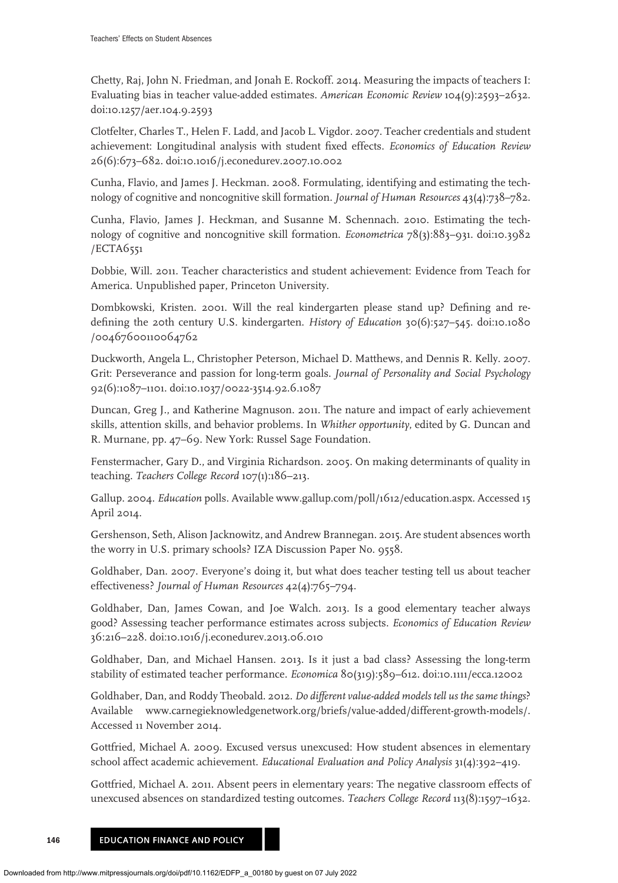Chetty, Raj, John N. Friedman, and Jonah E. Rockoff. 2014. Measuring the impacts of teachers I: Evaluating bias in teacher value-added estimates. *American Economic Review* 104(9):2593–2632. doi:10.1257/aer.104.9.2593

Clotfelter, Charles T., Helen F. Ladd, and Jacob L. Vigdor. 2007. Teacher credentials and student achievement: Longitudinal analysis with student fixed effects. *Economics of Education Review* 26(6):673–682. doi:10.1016/j.econedurev.2007.10.002

Cunha, Flavio, and James J. Heckman. 2008. Formulating, identifying and estimating the technology of cognitive and noncognitive skill formation. *Journal of Human Resources* 43(4):738–782.

Cunha, Flavio, James J. Heckman, and Susanne M. Schennach. 2010. Estimating the technology of cognitive and noncognitive skill formation. *Econometrica* 78(3):883–931. doi:10.3982/ECTA6551

Dobbie, Will. 2011. Teacher characteristics and student achievement: Evidence from Teach for America. Unpublished paper, Princeton University.

Dombkowski, Kristen. 2001. Will the real kindergarten please stand up? Defining and redefining the 20th century U.S. kindergarten. *History of Education* 30(6):527–545. doi:10.1080/00467600110064762

Duckworth, Angela L., Christopher Peterson, Michael D. Matthews, and Dennis R. Kelly. 2007. Grit: Perseverance and passion for long-term goals. *Journal of Personality and Social Psychology* 92(6):1087–1101. doi:10.1037/0022-3514.92.6.1087

Duncan, Greg J., and Katherine Magnuson. 2011. The nature and impact of early achievement skills, attention skills, and behavior problems. In *Whither opportunity*, edited by G. Duncan and R. Murnane, pp. 47–69. New York: Russel Sage Foundation.

Fenstermacher, Gary D., and Virginia Richardson. 2005. On making determinants of quality in teaching. *Teachers College Record* 107(1):186–213.

Gallup. 2004. *Education* polls. Available www.gallup.com/poll/1612/education.aspx. Accessed 15 April 2014.

Gershenson, Seth, Alison Jacknowitz, and Andrew Brannegan. 2015. Are student absences worth the worry in U.S. primary schools? IZA Discussion Paper No. 9558.

Goldhaber, Dan. 2007. Everyone's doing it, but what does teacher testing tell us about teacher effectiveness? *Journal of Human Resources* 42(4):765–794.

Goldhaber, Dan, James Cowan, and Joe Walch. 2013. Is a good elementary teacher always good? Assessing teacher performance estimates across subjects. *Economics of Education Review* 36:216–228. doi:10.1016/j.econedurev.2013.06.010

Goldhaber, Dan, and Michael Hansen. 2013. Is it just a bad class? Assessing the long-term stability of estimated teacher performance. *Economica* 80(319):589–612. doi:10.1111/ecca.12002

Goldhaber, Dan, and Roddy Theobald. 2012. *Do different value-added models tell us the same things?* Available www.carnegieknowledgenetwork.org/briefs/value-added/different-growth-models/. Accessed 11 November 2014.

Gottfried, Michael A. 2009. Excused versus unexcused: How student absences in elementary school affect academic achievement. *Educational Evaluation and Policy Analysis* 31(4):392–419.

Gottfried, Michael A. 2011. Absent peers in elementary years: The negative classroom effects of unexcused absences on standardized testing outcomes. *Teachers College Record* 113(8):1597–1632.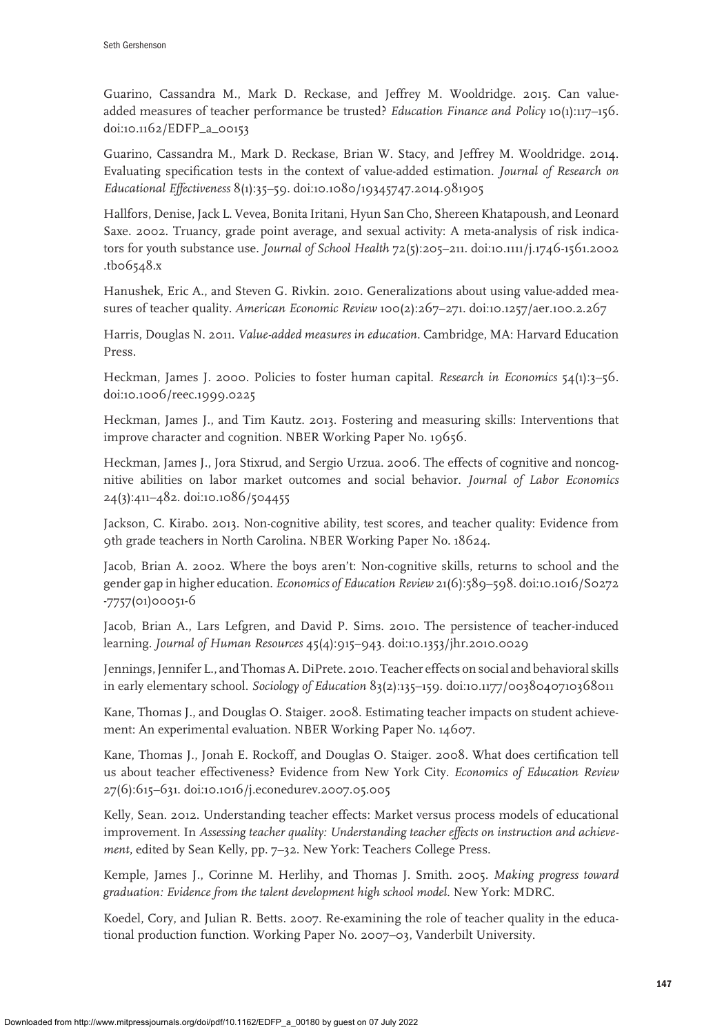Guarino, Cassandra M., Mark D. Reckase, and Jeffrey M. Wooldridge. 2015. Can value-added measures of teacher performance be trusted? *Education Finance and Policy* 10(1):117–156. doi:10.1162/EDFP_a_00153

Guarino, Cassandra M., Mark D. Reckase, Brian W. Stacy, and Jeffrey M. Wooldridge. 2014. Evaluating specification tests in the context of value-added estimation. *Journal of Research on Educational Effectiveness* 8(1):35–59. doi:10.1080/19345747.2014.981905

Hallfors, Denise, Jack L. Vevea, Bonita Iritani, Hyun San Cho, Shereen Khatapoush, and Leonard Saxe. 2002. Truancy, grade point average, and sexual activity: A meta-analysis of risk indicators for youth substance use. *Journal of School Health* 72(5):205–211. doi:10.1111/j.1746-1561.2002.tb06548.x

Hanushek, Eric A., and Steven G. Rivkin. 2010. Generalizations about using value-added measures of teacher quality. *American Economic Review* 100(2):267–271. doi:10.1257/aer.100.2.267

Harris, Douglas N. 2011. *Value-added measures in education*. Cambridge, MA: Harvard Education Press.

Heckman, James J. 2000. Policies to foster human capital. *Research in Economics* 54(1):3–56. doi:10.1006/reec.1999.0225

Heckman, James J., and Tim Kautz. 2013. Fostering and measuring skills: Interventions that improve character and cognition. NBER Working Paper No. 19656.

Heckman, James J., Jora Stixrud, and Sergio Urzua. 2006. The effects of cognitive and noncognitive abilities on labor market outcomes and social behavior. *Journal of Labor Economics* 24(3):411–482. doi:10.1086/504455

Jackson, C. Kirabo. 2013. Non-cognitive ability, test scores, and teacher quality: Evidence from 9th grade teachers in North Carolina. NBER Working Paper No. 18624.

Jacob, Brian A. 2002. Where the boys aren't: Non-cognitive skills, returns to school and the gender gap in higher education. *Economics of Education Review* 21(6):589–598. doi:10.1016/S0272-7757(01)00051-6

Jacob, Brian A., Lars Lefgren, and David P. Sims. 2010. The persistence of teacher-induced learning. *Journal of Human Resources* 45(4):915–943. doi:10.1353/jhr.2010.0029

Jennings, Jennifer L., and Thomas A. DiPrete. 2010. Teacher effects on social and behavioral skills in early elementary school. *Sociology of Education* 83(2):135–159. doi:10.1177/0038040710368011

Kane, Thomas J., and Douglas O. Staiger. 2008. Estimating teacher impacts on student achievement: An experimental evaluation. NBER Working Paper No. 14607.

Kane, Thomas J., Jonah E. Rockoff, and Douglas O. Staiger. 2008. What does certification tell us about teacher effectiveness? Evidence from New York City. *Economics of Education Review* 27(6):615–631. doi:10.1016/j.econedurev.2007.05.005

Kelly, Sean. 2012. Understanding teacher effects: Market versus process models of educational improvement. In *Assessing teacher quality: Understanding teacher effects on instruction and achievement*, edited by Sean Kelly, pp. 7–32. New York: Teachers College Press.

Kemple, James J., Corinne M. Herlihy, and Thomas J. Smith. 2005. *Making progress toward graduation: Evidence from the talent development high school model*. New York: MDRC.

Koedel, Cory, and Julian R. Betts. 2007. Re-examining the role of teacher quality in the educational production function. Working Paper No. 2007–03, Vanderbilt University.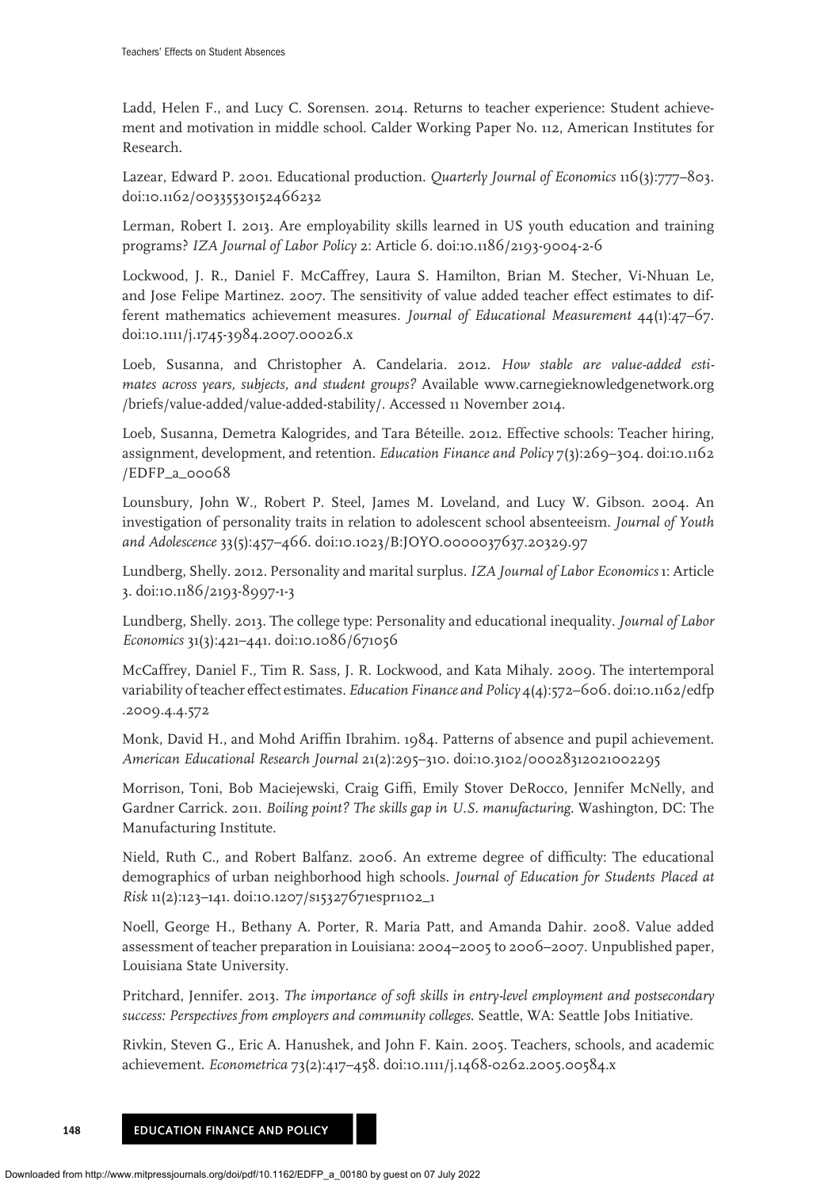Ladd, Helen F., and Lucy C. Sorensen. 2014. Returns to teacher experience: Student achievement and motivation in middle school. Calder Working Paper No. 112, American Institutes for Research.

Lazear, Edward P. 2001. Educational production. *Quarterly Journal of Economics* 116(3):777–803. doi:10.1162/00335530152466232

Lerman, Robert I. 2013. Are employability skills learned in US youth education and training programs? *IZA Journal of Labor Policy* 2: Article 6. doi:10.1186/2193-9004-2-6

Lockwood, J. R., Daniel F. McCaffrey, Laura S. Hamilton, Brian M. Stecher, Vi-Nhuan Le, and Jose Felipe Martinez. 2007. The sensitivity of value added teacher effect estimates to different mathematics achievement measures. *Journal of Educational Measurement* 44(1):47–67. doi:10.1111/j.1745-3984.2007.00026.x

Loeb, Susanna, and Christopher A. Candelaria. 2012. *How stable are value-added estimates across years, subjects, and student groups?* Available www.carnegieknowledgenetwork.org /briefs/value-added/value-added-stability/. Accessed 11 November 2014.

Loeb, Susanna, Demetra Kalogrides, and Tara Béteille. 2012. Effective schools: Teacher hiring, assignment, development, and retention. *Education Finance and Policy* 7(3):269–304. doi:10.1162 /EDFP_a_00068

Lounsbury, John W., Robert P. Steel, James M. Loveland, and Lucy W. Gibson. 2004. An investigation of personality traits in relation to adolescent school absenteeism. *Journal of Youth and Adolescence* 33(5):457–466. doi:10.1023/B:JOYO.0000037637.20329.97

Lundberg, Shelly. 2012. Personality and marital surplus. *IZA Journal of Labor Economics* 1: Article 3. doi:10.1186/2193-8997-1-3

Lundberg, Shelly. 2013. The college type: Personality and educational inequality. *Journal of Labor Economics* 31(3):421–441. doi:10.1086/671056

McCaffrey, Daniel F., Tim R. Sass, J. R. Lockwood, and Kata Mihaly. 2009. The intertemporal variability of teacher effect estimates. *Education Finance and Policy* 4(4):572–606. doi:10.1162/edfp .2009.4.4.572

Monk, David H., and Mohd Ariffin Ibrahim. 1984. Patterns of absence and pupil achievement. *American Educational Research Journal* 21(2):295–310. doi:10.3102/00028312021002295

Morrison, Toni, Bob Maciejewski, Craig Giffi, Emily Stover DeRocco, Jennifer McNelly, and Gardner Carrick. 2011. *Boiling point? The skills gap in U.S. manufacturing.* Washington, DC: The Manufacturing Institute.

Nield, Ruth C., and Robert Balfanz. 2006. An extreme degree of difficulty: The educational demographics of urban neighborhood high schools. *Journal of Education for Students Placed at Risk* 11(2):123–141. doi:10.1207/s15327671espr1102_1

Noell, George H., Bethany A. Porter, R. Maria Patt, and Amanda Dahir. 2008. Value added assessment of teacher preparation in Louisiana: 2004–2005 to 2006–2007. Unpublished paper, Louisiana State University.

Pritchard, Jennifer. 2013. *The importance of soft skills in entry-level employment and postsecondary success: Perspectives from employers and community colleges.* Seattle, WA: Seattle Jobs Initiative.

Rivkin, Steven G., Eric A. Hanushek, and John F. Kain. 2005. Teachers, schools, and academic achievement. *Econometrica* 73(2):417–458. doi:10.1111/j.1468-0262.2005.00584.x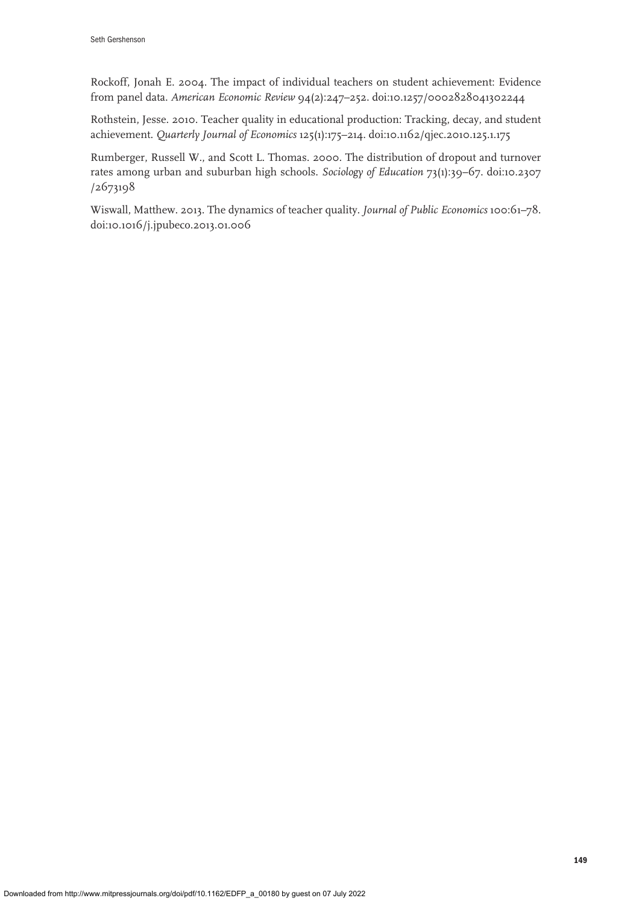Rockoff, Jonah E. 2004. The impact of individual teachers on student achievement: Evidence from panel data. *American Economic Review* 94(2):247–252. doi:10.1257/0002828041302244

Rothstein, Jesse. 2010. Teacher quality in educational production: Tracking, decay, and student achievement. *Quarterly Journal of Economics* 125(1):175–214. doi:10.1162/qjec.2010.125.1.175

Rumberger, Russell W., and Scott L. Thomas. 2000. The distribution of dropout and turnover rates among urban and suburban high schools. *Sociology of Education* 73(1):39–67. doi:10.2307/2673198

Wiswall, Matthew. 2013. The dynamics of teacher quality. *Journal of Public Economics* 100:61–78. doi:10.1016/j.jpubeco.2013.01.006